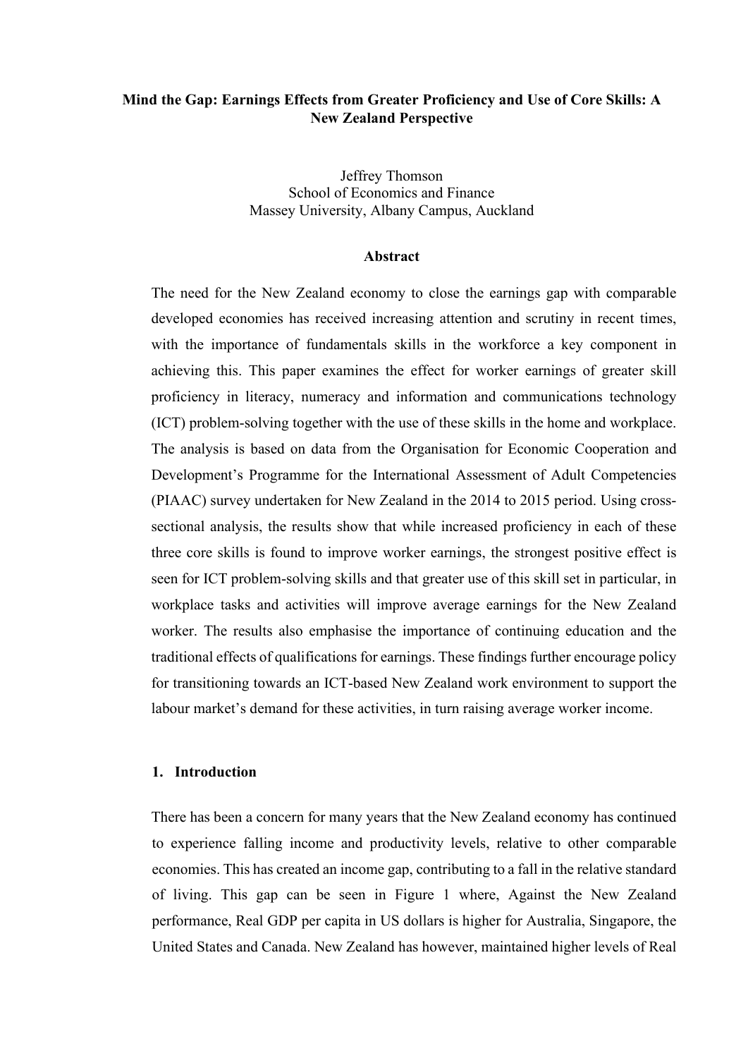**Mind the Gap: Earnings Effects from Greater Proficiency and Use of Core Skills: A New Zealand Perspective**

Jeffrey Thomson
School of Economics and Finance
Massey University, Albany Campus, Auckland

**Abstract**

The need for the New Zealand economy to close the earnings gap with comparable developed economies has received increasing attention and scrutiny in recent times, with the importance of fundamentals skills in the workforce a key component in achieving this. This paper examines the effect for worker earnings of greater skill proficiency in literacy, numeracy and information and communications technology (ICT) problem-solving together with the use of these skills in the home and workplace. The analysis is based on data from the Organisation for Economic Cooperation and Development's Programme for the International Assessment of Adult Competencies (PIAAC) survey undertaken for New Zealand in the 2014 to 2015 period. Using cross-sectional analysis, the results show that while increased proficiency in each of these three core skills is found to improve worker earnings, the strongest positive effect is seen for ICT problem-solving skills and that greater use of this skill set in particular, in workplace tasks and activities will improve average earnings for the New Zealand worker. The results also emphasise the importance of continuing education and the traditional effects of qualifications for earnings. These findings further encourage policy for transitioning towards an ICT-based New Zealand work environment to support the labour market's demand for these activities, in turn raising average worker income.

## 1. Introduction

There has been a concern for many years that the New Zealand economy has continued to experience falling income and productivity levels, relative to other comparable economies. This has created an income gap, contributing to a fall in the relative standard of living. This gap can be seen in Figure 1 where, Against the New Zealand performance, Real GDP per capita in US dollars is higher for Australia, Singapore, the United States and Canada. New Zealand has however, maintained higher levels of Real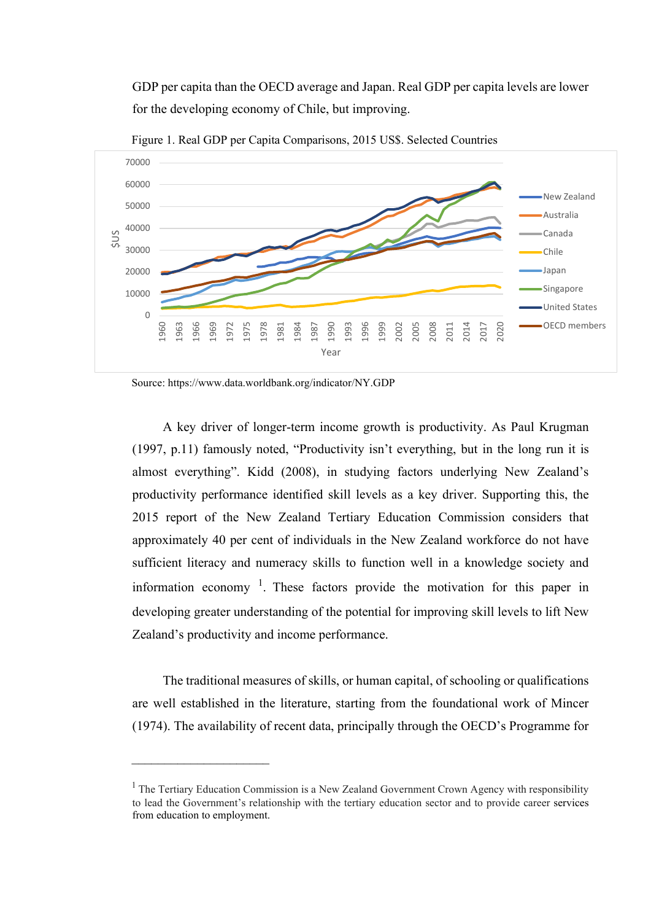GDP per capita than the OECD average and Japan. Real GDP per capita levels are lower for the developing economy of Chile, but improving.

Figure 1. Real GDP per Capita Comparisons, 2015 US$. Selected Countries

Source: https://www.data.worldbank.org/indicator/NY.GDP

A key driver of longer-term income growth is productivity. As Paul Krugman (1997, p.11) famously noted, "Productivity isn't everything, but in the long run it is almost everything". Kidd (2008), in studying factors underlying New Zealand's productivity performance identified skill levels as a key driver. Supporting this, the 2015 report of the New Zealand Tertiary Education Commission considers that approximately 40 per cent of individuals in the New Zealand workforce do not have sufficient literacy and numeracy skills to function well in a knowledge society and information economy [1]. These factors provide the motivation for this paper in developing greater understanding of the potential for improving skill levels to lift New Zealand's productivity and income performance.

The traditional measures of skills, or human capital, of schooling or qualifications are well established in the literature, starting from the foundational work of Mincer (1974). The availability of recent data, principally through the OECD's Programme for

---

[1] The Tertiary Education Commission is a New Zealand Government Crown Agency with responsibility to lead the Government's relationship with the tertiary education sector and to provide career services from education to employment.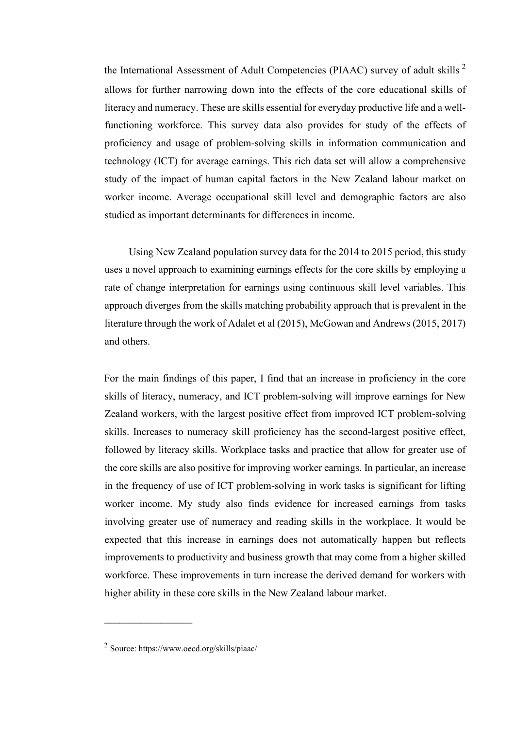the International Assessment of Adult Competencies (PIAAC) survey of adult skills [2] allows for further narrowing down into the effects of the core educational skills of literacy and numeracy. These are skills essential for everyday productive life and a well-functioning workforce. This survey data also provides for study of the effects of proficiency and usage of problem-solving skills in information communication and technology (ICT) for average earnings. This rich data set will allow a comprehensive study of the impact of human capital factors in the New Zealand labour market on worker income. Average occupational skill level and demographic factors are also studied as important determinants for differences in income.

Using New Zealand population survey data for the 2014 to 2015 period, this study uses a novel approach to examining earnings effects for the core skills by employing a rate of change interpretation for earnings using continuous skill level variables. This approach diverges from the skills matching probability approach that is prevalent in the literature through the work of Adalet et al (2015), McGowan and Andrews (2015, 2017) and others.

For the main findings of this paper, I find that an increase in proficiency in the core skills of literacy, numeracy, and ICT problem-solving will improve earnings for New Zealand workers, with the largest positive effect from improved ICT problem-solving skills. Increases to numeracy skill proficiency has the second-largest positive effect, followed by literacy skills. Workplace tasks and practice that allow for greater use of the core skills are also positive for improving worker earnings. In particular, an increase in the frequency of use of ICT problem-solving in work tasks is significant for lifting worker income. My study also finds evidence for increased earnings from tasks involving greater use of numeracy and reading skills in the workplace. It would be expected that this increase in earnings does not automatically happen but reflects improvements to productivity and business growth that may come from a higher skilled workforce. These improvements in turn increase the derived demand for workers with higher ability in these core skills in the New Zealand labour market.

---

[2] Source: https://www.oecd.org/skills/piaac/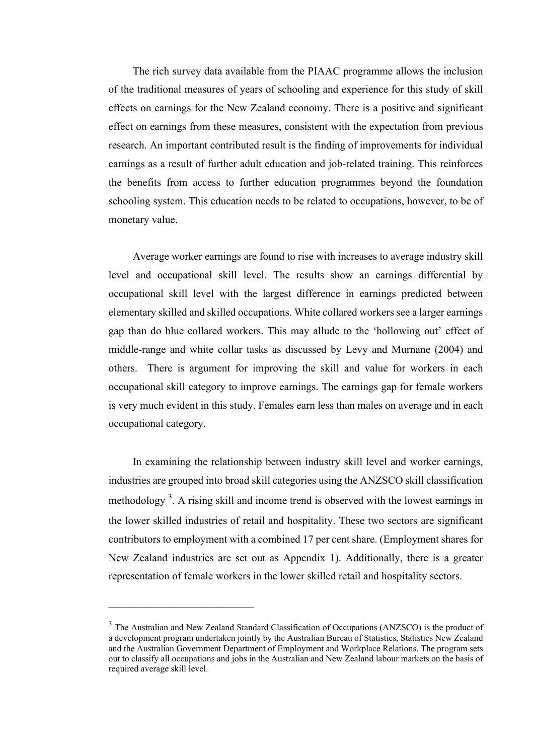The rich survey data available from the PIAAC programme allows the inclusion of the traditional measures of years of schooling and experience for this study of skill effects on earnings for the New Zealand economy. There is a positive and significant effect on earnings from these measures, consistent with the expectation from previous research. An important contributed result is the finding of improvements for individual earnings as a result of further adult education and job-related training. This reinforces the benefits from access to further education programmes beyond the foundation schooling system. This education needs to be related to occupations, however, to be of monetary value.

Average worker earnings are found to rise with increases to average industry skill level and occupational skill level. The results show an earnings differential by occupational skill level with the largest difference in earnings predicted between elementary skilled and skilled occupations. White collared workers see a larger earnings gap than do blue collared workers. This may allude to the 'hollowing out' effect of middle-range and white collar tasks as discussed by Levy and Murnane (2004) and others. There is argument for improving the skill and value for workers in each occupational skill category to improve earnings. The earnings gap for female workers is very much evident in this study. Females earn less than males on average and in each occupational category.

In examining the relationship between industry skill level and worker earnings, industries are grouped into broad skill categories using the ANZSCO skill classification methodology [3]. A rising skill and income trend is observed with the lowest earnings in the lower skilled industries of retail and hospitality. These two sectors are significant contributors to employment with a combined 17 per cent share. (Employment shares for New Zealand industries are set out as Appendix 1). Additionally, there is a greater representation of female workers in the lower skilled retail and hospitality sectors.

---

[3] The Australian and New Zealand Standard Classification of Occupations (ANZSCO) is the product of a development program undertaken jointly by the Australian Bureau of Statistics, Statistics New Zealand and the Australian Government Department of Employment and Workplace Relations. The program sets out to classify all occupations and jobs in the Australian and New Zealand labour markets on the basis of required average skill level.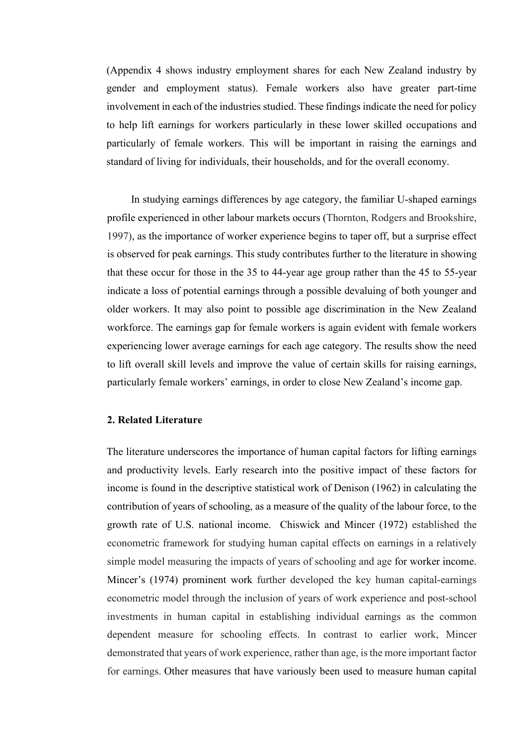(Appendix 4 shows industry employment shares for each New Zealand industry by gender and employment status). Female workers also have greater part-time involvement in each of the industries studied. These findings indicate the need for policy to help lift earnings for workers particularly in these lower skilled occupations and particularly of female workers. This will be important in raising the earnings and standard of living for individuals, their households, and for the overall economy.

In studying earnings differences by age category, the familiar U-shaped earnings profile experienced in other labour markets occurs (Thornton, Rodgers and Brookshire, 1997), as the importance of worker experience begins to taper off, but a surprise effect is observed for peak earnings. This study contributes further to the literature in showing that these occur for those in the 35 to 44-year age group rather than the 45 to 55-year indicate a loss of potential earnings through a possible devaluing of both younger and older workers. It may also point to possible age discrimination in the New Zealand workforce. The earnings gap for female workers is again evident with female workers experiencing lower average earnings for each age category. The results show the need to lift overall skill levels and improve the value of certain skills for raising earnings, particularly female workers' earnings, in order to close New Zealand's income gap.

## 2. Related Literature

The literature underscores the importance of human capital factors for lifting earnings and productivity levels. Early research into the positive impact of these factors for income is found in the descriptive statistical work of Denison (1962) in calculating the contribution of years of schooling, as a measure of the quality of the labour force, to the growth rate of U.S. national income. Chiswick and Mincer (1972) established the econometric framework for studying human capital effects on earnings in a relatively simple model measuring the impacts of years of schooling and age for worker income. Mincer's (1974) prominent work further developed the key human capital-earnings econometric model through the inclusion of years of work experience and post-school investments in human capital in establishing individual earnings as the common dependent measure for schooling effects. In contrast to earlier work, Mincer demonstrated that years of work experience, rather than age, is the more important factor for earnings. Other measures that have variously been used to measure human capital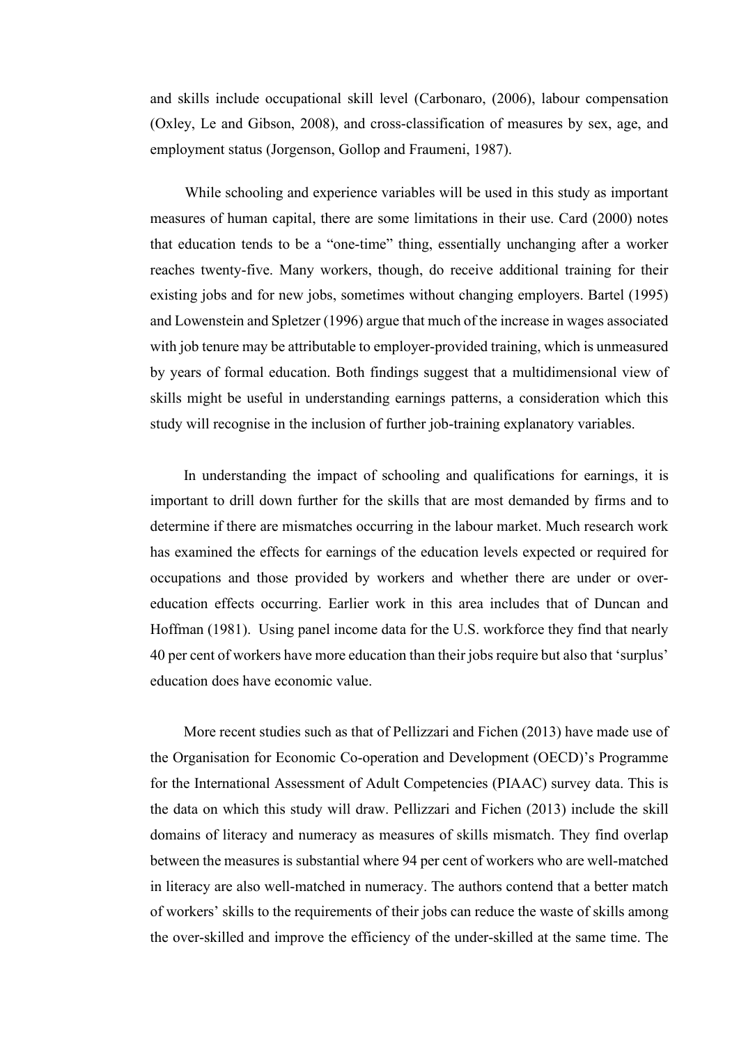and skills include occupational skill level (Carbonaro, (2006), labour compensation (Oxley, Le and Gibson, 2008), and cross-classification of measures by sex, age, and employment status (Jorgenson, Gollop and Fraumeni, 1987).

While schooling and experience variables will be used in this study as important measures of human capital, there are some limitations in their use. Card (2000) notes that education tends to be a "one-time" thing, essentially unchanging after a worker reaches twenty-five. Many workers, though, do receive additional training for their existing jobs and for new jobs, sometimes without changing employers. Bartel (1995) and Lowenstein and Spletzer (1996) argue that much of the increase in wages associated with job tenure may be attributable to employer-provided training, which is unmeasured by years of formal education. Both findings suggest that a multidimensional view of skills might be useful in understanding earnings patterns, a consideration which this study will recognise in the inclusion of further job-training explanatory variables.

In understanding the impact of schooling and qualifications for earnings, it is important to drill down further for the skills that are most demanded by firms and to determine if there are mismatches occurring in the labour market. Much research work has examined the effects for earnings of the education levels expected or required for occupations and those provided by workers and whether there are under or over-education effects occurring. Earlier work in this area includes that of Duncan and Hoffman (1981). Using panel income data for the U.S. workforce they find that nearly 40 per cent of workers have more education than their jobs require but also that 'surplus' education does have economic value.

More recent studies such as that of Pellizzari and Fichen (2013) have made use of the Organisation for Economic Co-operation and Development (OECD)'s Programme for the International Assessment of Adult Competencies (PIAAC) survey data. This is the data on which this study will draw. Pellizzari and Fichen (2013) include the skill domains of literacy and numeracy as measures of skills mismatch. They find overlap between the measures is substantial where 94 per cent of workers who are well-matched in literacy are also well-matched in numeracy. The authors contend that a better match of workers' skills to the requirements of their jobs can reduce the waste of skills among the over-skilled and improve the efficiency of the under-skilled at the same time. The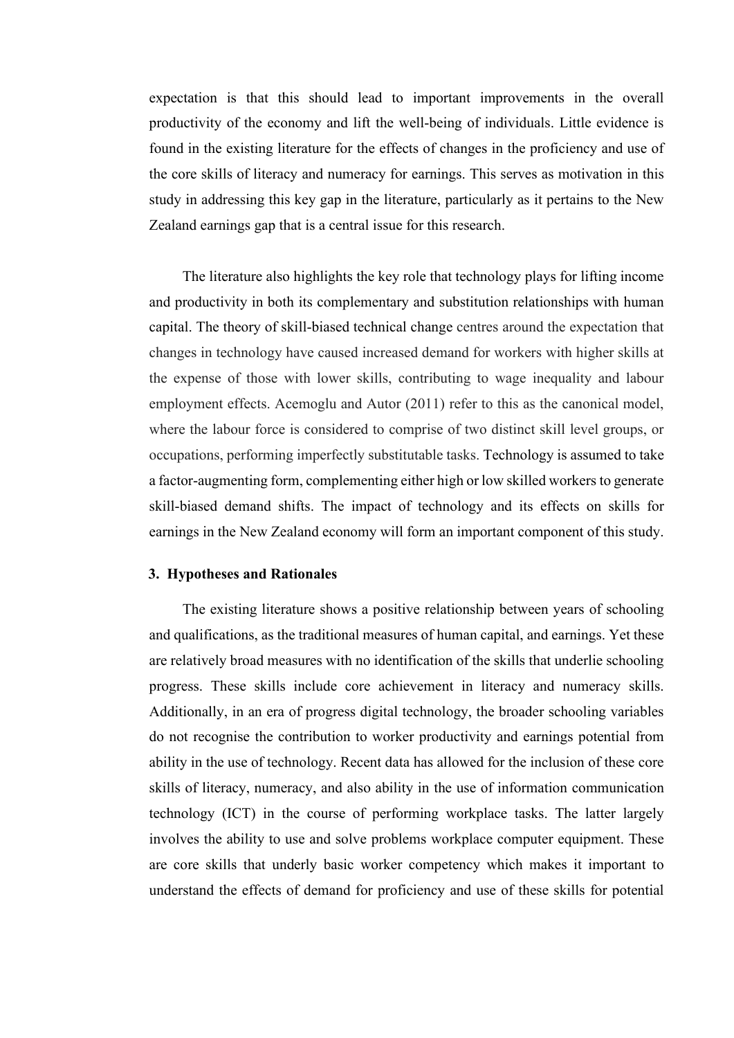expectation is that this should lead to important improvements in the overall productivity of the economy and lift the well-being of individuals. Little evidence is found in the existing literature for the effects of changes in the proficiency and use of the core skills of literacy and numeracy for earnings. This serves as motivation in this study in addressing this key gap in the literature, particularly as it pertains to the New Zealand earnings gap that is a central issue for this research.

The literature also highlights the key role that technology plays for lifting income and productivity in both its complementary and substitution relationships with human capital. The theory of skill-biased technical change centres around the expectation that changes in technology have caused increased demand for workers with higher skills at the expense of those with lower skills, contributing to wage inequality and labour employment effects. Acemoglu and Autor (2011) refer to this as the canonical model, where the labour force is considered to comprise of two distinct skill level groups, or occupations, performing imperfectly substitutable tasks. Technology is assumed to take a factor-augmenting form, complementing either high or low skilled workers to generate skill-biased demand shifts. The impact of technology and its effects on skills for earnings in the New Zealand economy will form an important component of this study.

## 3. Hypotheses and Rationales

The existing literature shows a positive relationship between years of schooling and qualifications, as the traditional measures of human capital, and earnings. Yet these are relatively broad measures with no identification of the skills that underlie schooling progress. These skills include core achievement in literacy and numeracy skills. Additionally, in an era of progress digital technology, the broader schooling variables do not recognise the contribution to worker productivity and earnings potential from ability in the use of technology. Recent data has allowed for the inclusion of these core skills of literacy, numeracy, and also ability in the use of information communication technology (ICT) in the course of performing workplace tasks. The latter largely involves the ability to use and solve problems workplace computer equipment. These are core skills that underly basic worker competency which makes it important to understand the effects of demand for proficiency and use of these skills for potential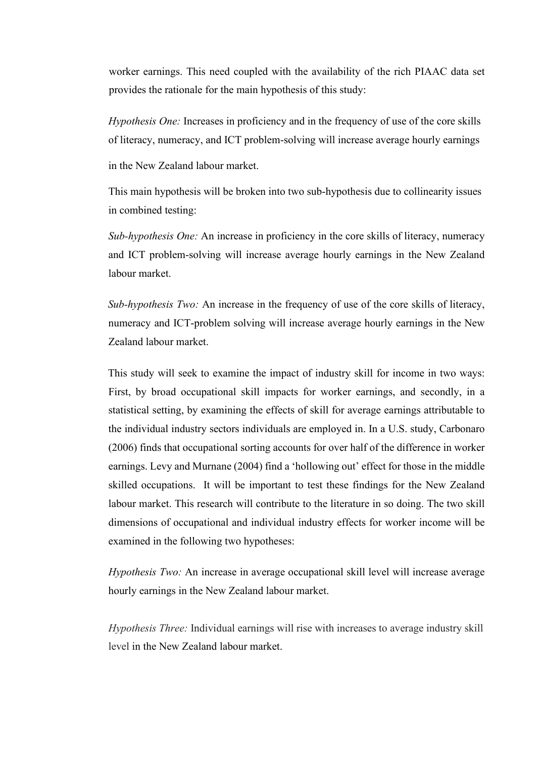worker earnings. This need coupled with the availability of the rich PIAAC data set provides the rationale for the main hypothesis of this study:

*Hypothesis One:* Increases in proficiency and in the frequency of use of the core skills of literacy, numeracy, and ICT problem-solving will increase average hourly earnings in the New Zealand labour market.

This main hypothesis will be broken into two sub-hypothesis due to collinearity issues in combined testing:

*Sub-hypothesis One:* An increase in proficiency in the core skills of literacy, numeracy and ICT problem-solving will increase average hourly earnings in the New Zealand labour market.

*Sub-hypothesis Two:* An increase in the frequency of use of the core skills of literacy, numeracy and ICT-problem solving will increase average hourly earnings in the New Zealand labour market.

This study will seek to examine the impact of industry skill for income in two ways: First, by broad occupational skill impacts for worker earnings, and secondly, in a statistical setting, by examining the effects of skill for average earnings attributable to the individual industry sectors individuals are employed in. In a U.S. study, Carbonaro (2006) finds that occupational sorting accounts for over half of the difference in worker earnings. Levy and Murnane (2004) find a 'hollowing out' effect for those in the middle skilled occupations. It will be important to test these findings for the New Zealand labour market. This research will contribute to the literature in so doing. The two skill dimensions of occupational and individual industry effects for worker income will be examined in the following two hypotheses:

*Hypothesis Two:* An increase in average occupational skill level will increase average hourly earnings in the New Zealand labour market.

*Hypothesis Three:* Individual earnings will rise with increases to average industry skill level in the New Zealand labour market.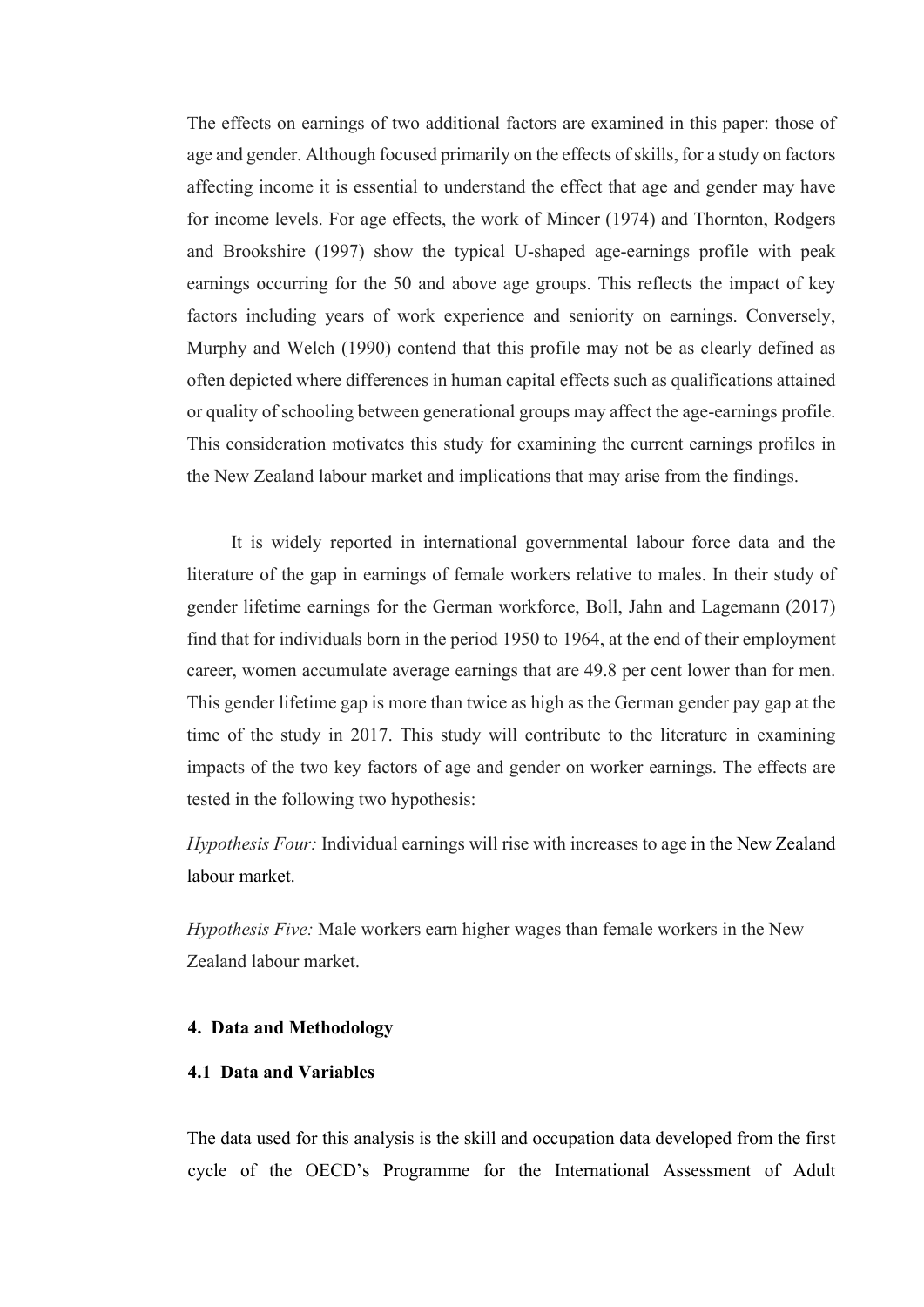The effects on earnings of two additional factors are examined in this paper: those of age and gender. Although focused primarily on the effects of skills, for a study on factors affecting income it is essential to understand the effect that age and gender may have for income levels. For age effects, the work of Mincer (1974) and Thornton, Rodgers and Brookshire (1997) show the typical U-shaped age-earnings profile with peak earnings occurring for the 50 and above age groups. This reflects the impact of key factors including years of work experience and seniority on earnings. Conversely, Murphy and Welch (1990) contend that this profile may not be as clearly defined as often depicted where differences in human capital effects such as qualifications attained or quality of schooling between generational groups may affect the age-earnings profile. This consideration motivates this study for examining the current earnings profiles in the New Zealand labour market and implications that may arise from the findings.

It is widely reported in international governmental labour force data and the literature of the gap in earnings of female workers relative to males. In their study of gender lifetime earnings for the German workforce, Boll, Jahn and Lagemann (2017) find that for individuals born in the period 1950 to 1964, at the end of their employment career, women accumulate average earnings that are 49.8 per cent lower than for men. This gender lifetime gap is more than twice as high as the German gender pay gap at the time of the study in 2017. This study will contribute to the literature in examining impacts of the two key factors of age and gender on worker earnings. The effects are tested in the following two hypothesis:

*Hypothesis Four:* Individual earnings will rise with increases to age in the New Zealand labour market.

*Hypothesis Five:* Male workers earn higher wages than female workers in the New Zealand labour market.

## 4. Data and Methodology

### 4.1 Data and Variables

The data used for this analysis is the skill and occupation data developed from the first cycle of the OECD's Programme for the International Assessment of Adult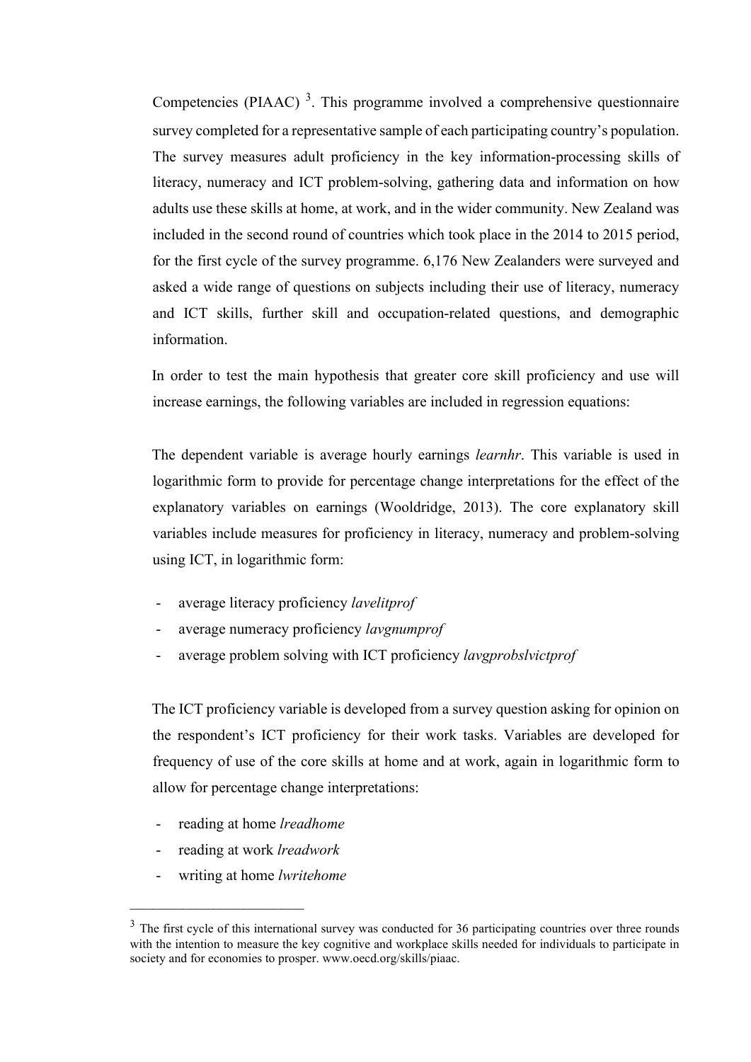Competencies (PIAAC) [3]. This programme involved a comprehensive questionnaire survey completed for a representative sample of each participating country's population. The survey measures adult proficiency in the key information-processing skills of literacy, numeracy and ICT problem-solving, gathering data and information on how adults use these skills at home, at work, and in the wider community. New Zealand was included in the second round of countries which took place in the 2014 to 2015 period, for the first cycle of the survey programme. 6,176 New Zealanders were surveyed and asked a wide range of questions on subjects including their use of literacy, numeracy and ICT skills, further skill and occupation-related questions, and demographic information.

In order to test the main hypothesis that greater core skill proficiency and use will increase earnings, the following variables are included in regression equations:

The dependent variable is average hourly earnings *learnhr*. This variable is used in logarithmic form to provide for percentage change interpretations for the effect of the explanatory variables on earnings (Wooldridge, 2013). The core explanatory skill variables include measures for proficiency in literacy, numeracy and problem-solving using ICT, in logarithmic form:

- average literacy proficiency *lavelitprof*
- average numeracy proficiency *lavgnumprof*
- average problem solving with ICT proficiency *lavgprobslvictprof*

The ICT proficiency variable is developed from a survey question asking for opinion on the respondent's ICT proficiency for their work tasks. Variables are developed for frequency of use of the core skills at home and at work, again in logarithmic form to allow for percentage change interpretations:

- reading at home *lreadhome*
- reading at work *lreadwork*
- writing at home *lwritehome*

---

[3] The first cycle of this international survey was conducted for 36 participating countries over three rounds with the intention to measure the key cognitive and workplace skills needed for individuals to participate in society and for economies to prosper. www.oecd.org/skills/piaac.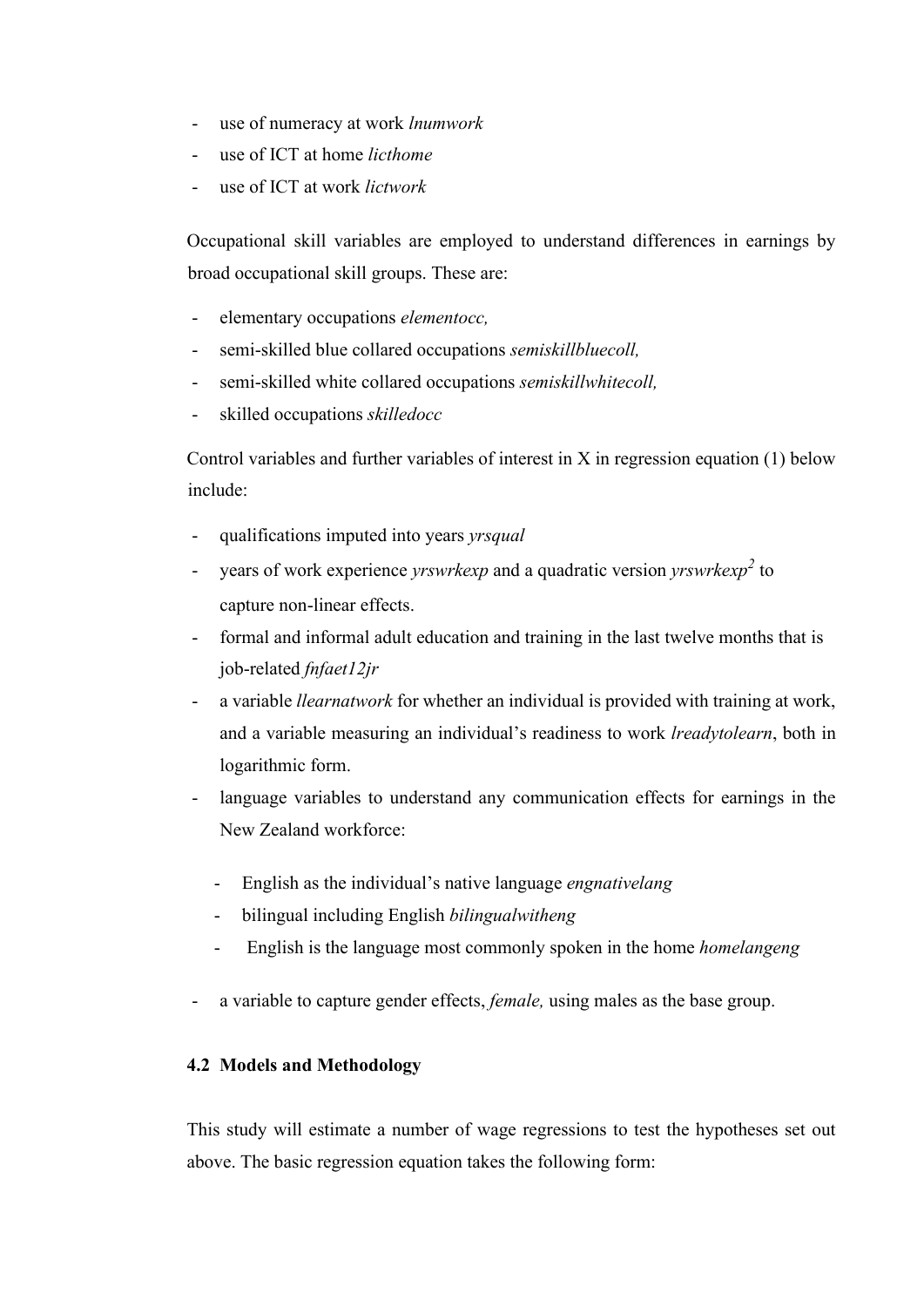- use of numeracy at work *lnumwork*
- use of ICT at home *licthome*
- use of ICT at work *lictwork*

Occupational skill variables are employed to understand differences in earnings by broad occupational skill groups. These are:

- elementary occupations *elementocc,*
- semi-skilled blue collared occupations *semiskillbluecoll,*
- semi-skilled white collared occupations *semiskillwhitecoll,*
- skilled occupations *skilledocc*

Control variables and further variables of interest in X in regression equation (1) below include:

- qualifications imputed into years *yrsqual*
- years of work experience *yrswrkexp* and a quadratic version $yrswrkexp^2$ to capture non-linear effects.
- formal and informal adult education and training in the last twelve months that is job-related *fnfaet12jr*
- a variable *llearnatwork* for whether an individual is provided with training at work, and a variable measuring an individual's readiness to work *lreadytolearn*, both in logarithmic form.
- language variables to understand any communication effects for earnings in the New Zealand workforce:
    - English as the individual's native language *engnativelang*
    - bilingual including English *bilingualwitheng*
    - English is the language most commonly spoken in the home *homelangeng*
- a variable to capture gender effects, *female,* using males as the base group.

### 4.2 Models and Methodology

This study will estimate a number of wage regressions to test the hypotheses set out above. The basic regression equation takes the following form: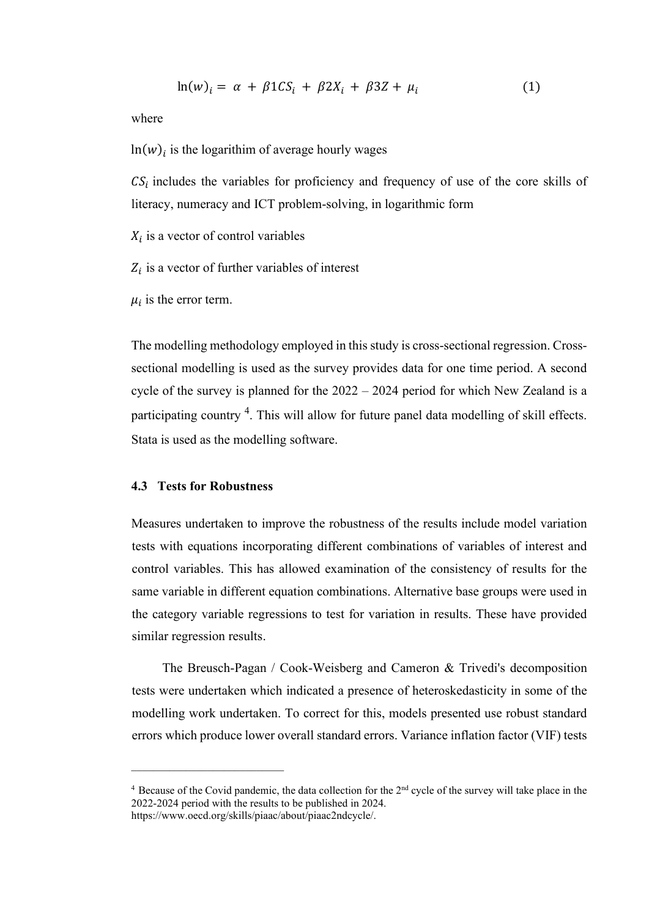$$\ln(w)_i = \alpha + \beta1CS_i + \beta2X_i + \beta3Z + \mu_i \quad (1)$$

where

$\ln(w)_i$ is the logarithim of average hourly wages

$CS_i$ includes the variables for proficiency and frequency of use of the core skills of literacy, numeracy and ICT problem-solving, in logarithmic form

$X_i$ is a vector of control variables

$Z_i$ is a vector of further variables of interest

$\mu_i$ is the error term.

The modelling methodology employed in this study is cross-sectional regression. Cross-sectional modelling is used as the survey provides data for one time period. A second cycle of the survey is planned for the 2022 – 2024 period for which New Zealand is a participating country [4]. This will allow for future panel data modelling of skill effects. Stata is used as the modelling software.

### 4.3 Tests for Robustness

Measures undertaken to improve the robustness of the results include model variation tests with equations incorporating different combinations of variables of interest and control variables. This has allowed examination of the consistency of results for the same variable in different equation combinations. Alternative base groups were used in the category variable regressions to test for variation in results. These have provided similar regression results.

The Breusch-Pagan / Cook-Weisberg and Cameron & Trivedi's decomposition tests were undertaken which indicated a presence of heteroskedasticity in some of the modelling work undertaken. To correct for this, models presented use robust standard errors which produce lower overall standard errors. Variance inflation factor (VIF) tests

---

[4] Because of the Covid pandemic, the data collection for the 2nd cycle of the survey will take place in the 2022-2024 period with the results to be published in 2024. https://www.oecd.org/skills/piaac/about/piaac2ndcycle/.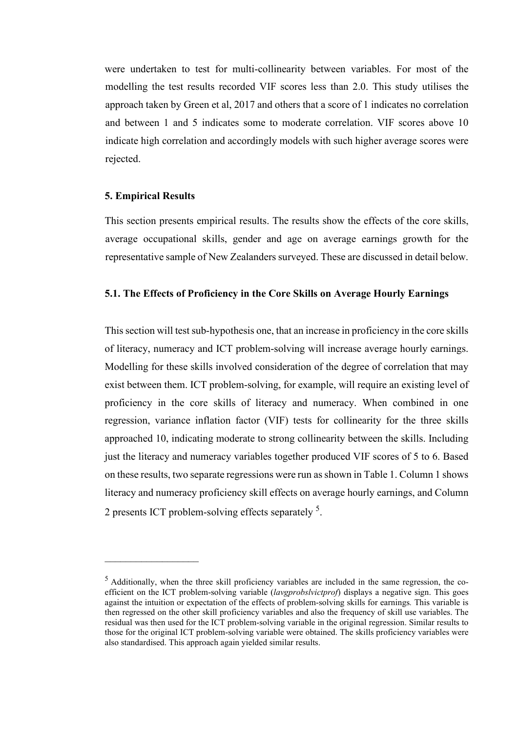were undertaken to test for multi-collinearity between variables. For most of the modelling the test results recorded VIF scores less than 2.0. This study utilises the approach taken by Green et al, 2017 and others that a score of 1 indicates no correlation and between 1 and 5 indicates some to moderate correlation. VIF scores above 10 indicate high correlation and accordingly models with such higher average scores were rejected.

## 5. Empirical Results

This section presents empirical results. The results show the effects of the core skills, average occupational skills, gender and age on average earnings growth for the representative sample of New Zealanders surveyed. These are discussed in detail below.

### 5.1. The Effects of Proficiency in the Core Skills on Average Hourly Earnings

This section will test sub-hypothesis one, that an increase in proficiency in the core skills of literacy, numeracy and ICT problem-solving will increase average hourly earnings. Modelling for these skills involved consideration of the degree of correlation that may exist between them. ICT problem-solving, for example, will require an existing level of proficiency in the core skills of literacy and numeracy. When combined in one regression, variance inflation factor (VIF) tests for collinearity for the three skills approached 10, indicating moderate to strong collinearity between the skills. Including just the literacy and numeracy variables together produced VIF scores of 5 to 6. Based on these results, two separate regressions were run as shown in Table 1. Column 1 shows literacy and numeracy proficiency skill effects on average hourly earnings, and Column 2 presents ICT problem-solving effects separately [5].

---

[5] Additionally, when the three skill proficiency variables are included in the same regression, the co-efficient on the ICT problem-solving variable (*lavgprobslvictprof*) displays a negative sign. This goes against the intuition or expectation of the effects of problem-solving skills for earnings. This variable is then regressed on the other skill proficiency variables and also the frequency of skill use variables. The residual was then used for the ICT problem-solving variable in the original regression. Similar results to those for the original ICT problem-solving variable were obtained. The skills proficiency variables were also standardised. This approach again yielded similar results.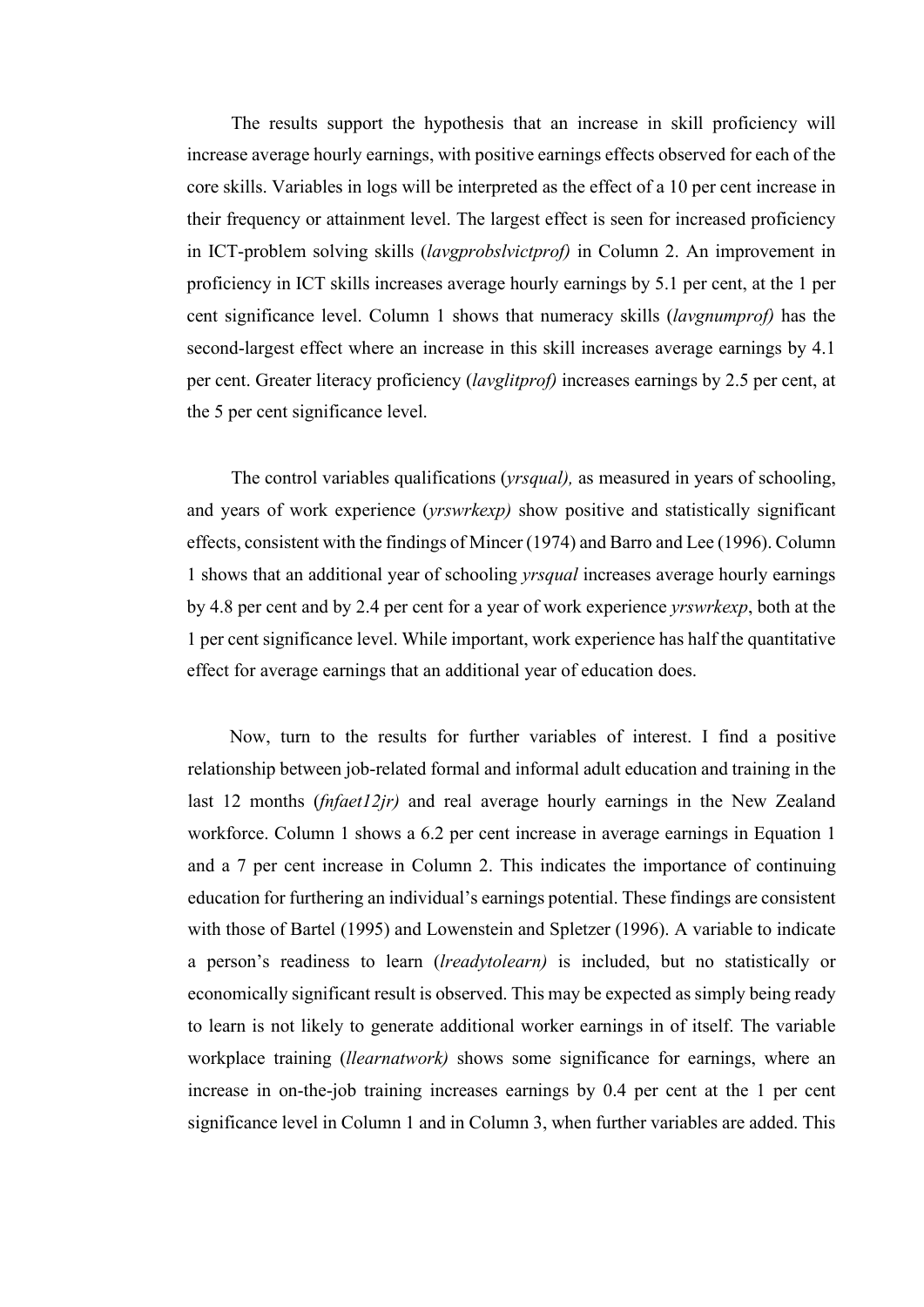The results support the hypothesis that an increase in skill proficiency will increase average hourly earnings, with positive earnings effects observed for each of the core skills. Variables in logs will be interpreted as the effect of a 10 per cent increase in their frequency or attainment level. The largest effect is seen for increased proficiency in ICT-problem solving skills (*lavgprobslvictprof)* in Column 2. An improvement in proficiency in ICT skills increases average hourly earnings by 5.1 per cent, at the 1 per cent significance level. Column 1 shows that numeracy skills (*lavgnumprof)* has the second-largest effect where an increase in this skill increases average earnings by 4.1 per cent. Greater literacy proficiency (*lavglitprof)* increases earnings by 2.5 per cent, at the 5 per cent significance level.

The control variables qualifications (*yrsqual),* as measured in years of schooling, and years of work experience (*yrswrkexp)* show positive and statistically significant effects, consistent with the findings of Mincer (1974) and Barro and Lee (1996). Column 1 shows that an additional year of schooling *yrsqual* increases average hourly earnings by 4.8 per cent and by 2.4 per cent for a year of work experience *yrswrkexp*, both at the 1 per cent significance level. While important, work experience has half the quantitative effect for average earnings that an additional year of education does.

Now, turn to the results for further variables of interest. I find a positive relationship between job-related formal and informal adult education and training in the last 12 months (*fnfaet12jr)* and real average hourly earnings in the New Zealand workforce. Column 1 shows a 6.2 per cent increase in average earnings in Equation 1 and a 7 per cent increase in Column 2. This indicates the importance of continuing education for furthering an individual's earnings potential. These findings are consistent with those of Bartel (1995) and Lowenstein and Spletzer (1996). A variable to indicate a person's readiness to learn (*lreadytolearn)* is included, but no statistically or economically significant result is observed. This may be expected as simply being ready to learn is not likely to generate additional worker earnings in of itself. The variable workplace training (*llearnatwork)* shows some significance for earnings, where an increase in on-the-job training increases earnings by 0.4 per cent at the 1 per cent significance level in Column 1 and in Column 3, when further variables are added. This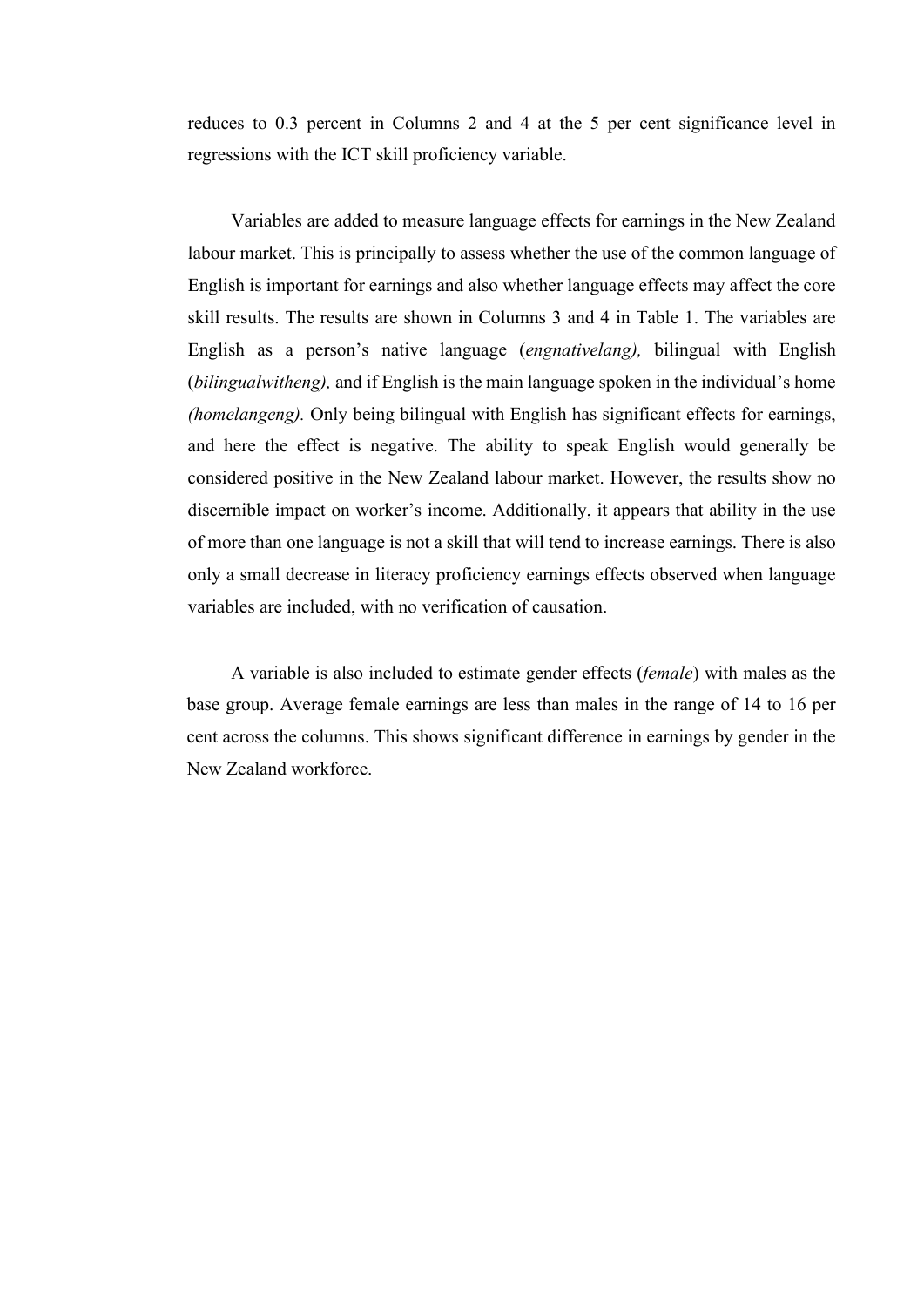reduces to 0.3 percent in Columns 2 and 4 at the 5 per cent significance level in regressions with the ICT skill proficiency variable.

Variables are added to measure language effects for earnings in the New Zealand labour market. This is principally to assess whether the use of the common language of English is important for earnings and also whether language effects may affect the core skill results. The results are shown in Columns 3 and 4 in Table 1. The variables are English as a person's native language (*engnativelang),* bilingual with English (*bilingualwitheng),* and if English is the main language spoken in the individual's home *(homelangeng).* Only being bilingual with English has significant effects for earnings, and here the effect is negative. The ability to speak English would generally be considered positive in the New Zealand labour market. However, the results show no discernible impact on worker's income. Additionally, it appears that ability in the use of more than one language is not a skill that will tend to increase earnings. There is also only a small decrease in literacy proficiency earnings effects observed when language variables are included, with no verification of causation.

A variable is also included to estimate gender effects (*female*) with males as the base group. Average female earnings are less than males in the range of 14 to 16 per cent across the columns. This shows significant difference in earnings by gender in the New Zealand workforce.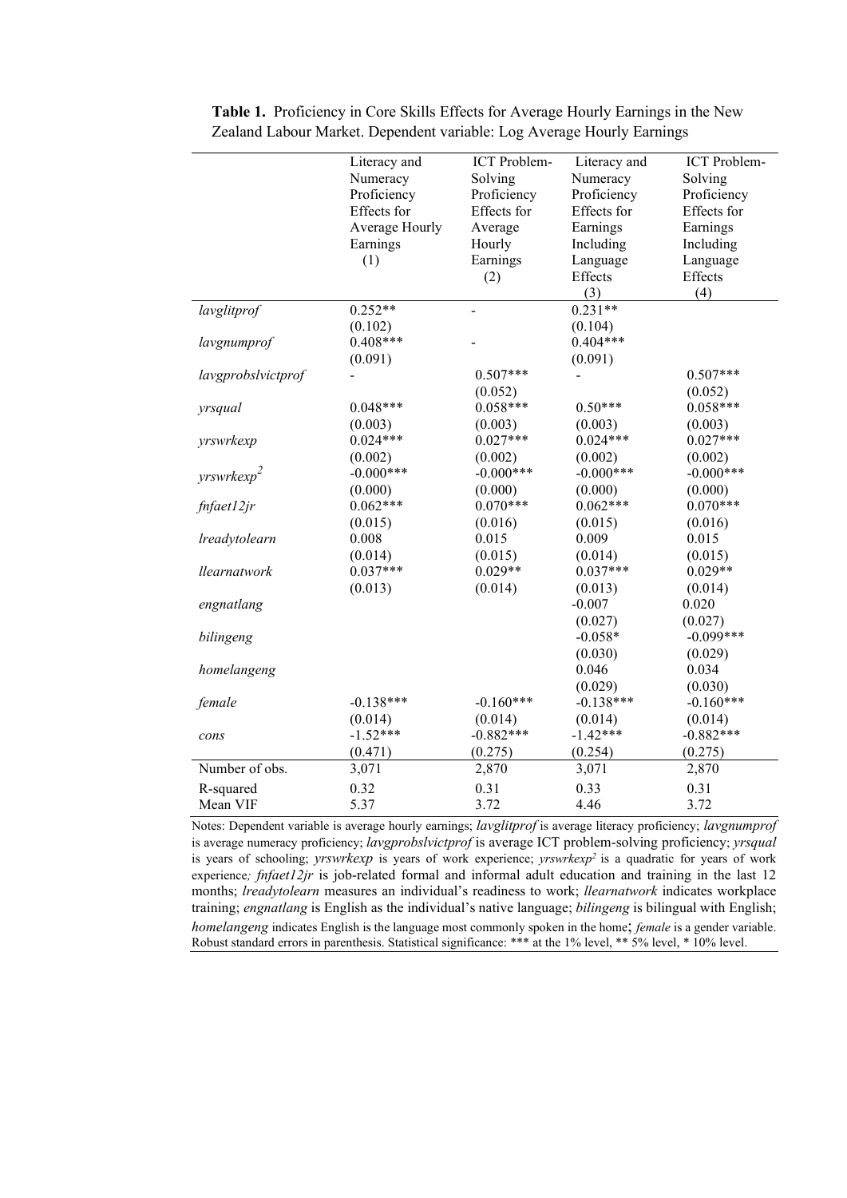**Table 1.** Proficiency in Core Skills Effects for Average Hourly Earnings in the New Zealand Labour Market. Dependent variable: Log Average Hourly Earnings

| | Literacy and Numeracy Proficiency Effects for Average Hourly Earnings (1) | ICT Problem-Solving Proficiency Effects for Average Hourly Earnings (2) | Literacy and Numeracy Proficiency Effects for Earnings Including Language Effects (3) | ICT Problem-Solving Proficiency Effects for Earnings Including Language Effects (4) |
|---|---|---|---|---|
| *lavglitprof* | 0.252** | - | 0.231** | |
| | (0.102) | | (0.104) | |
| *lavgnumprof* | 0.408*** | - | 0.404*** | |
| | (0.091) | | (0.091) | |
| *lavgprobslvictprof* | - | 0.507*** | - | 0.507*** |
| | | (0.052) | | (0.052) |
| *yrsqual* | 0.048*** | 0.058*** | 0.50*** | 0.058*** |
| | (0.003) | (0.003) | (0.003) | (0.003) |
| *yrswrkexp* | 0.024*** | 0.027*** | 0.024*** | 0.027*** |
| | (0.002) | (0.002) | (0.002) | (0.002) |
| *yrswrkexp$^2$* | -0.000*** | -0.000*** | -0.000*** | -0.000*** |
| | (0.000) | (0.000) | (0.000) | (0.000) |
| *fnfaet12jr* | 0.062*** | 0.070*** | 0.062*** | 0.070*** |
| | (0.015) | (0.016) | (0.015) | (0.016) |
| *lreadytolearn* | 0.008 | 0.015 | 0.009 | 0.015 |
| | (0.014) | (0.015) | (0.014) | (0.015) |
| *llearnatwork* | 0.037*** | 0.029** | 0.037*** | 0.029** |
| | (0.013) | (0.014) | (0.013) | (0.014) |
| *engnatlang* | | | -0.007 | 0.020 |
| | | | (0.027) | (0.027) |
| *bilingeng* | | | -0.058* | -0.099*** |
| | | | (0.030) | (0.029) |
| *homelangeng* | | | 0.046 | 0.034 |
| | | | (0.029) | (0.030) |
| *female* | -0.138*** | -0.160*** | -0.138*** | -0.160*** |
| | (0.014) | (0.014) | (0.014) | (0.014) |
| *cons* | -1.52*** | -0.882*** | -1.42*** | -0.882*** |
| | (0.471) | (0.275) | (0.254) | (0.275) |
| Number of obs. | 3,071 | 2,870 | 3,071 | 2,870 |
| R-squared | 0.32 | 0.31 | 0.33 | 0.31 |
| Mean VIF | 5.37 | 3.72 | 4.46 | 3.72 |

Notes: Dependent variable is average hourly earnings; *lavglitprof* is average literacy proficiency; *lavgnumprof* is average numeracy proficiency; *lavgprobslvictprof* is average ICT problem-solving proficiency; *yrsqual* is years of schooling; *yrswrkexp* is years of work experience; *yrswrkexp$^2$* is a quadratic for years of work experience*; fnfaet12jr* is job-related formal and informal adult education and training in the last 12 months; *lreadytolearn* measures an individual's readiness to work; *llearnatwork* indicates workplace training; *engnatlang* is English as the individual's native language; *bilingeng* is bilingual with English; *homelangeng* indicates English is the language most commonly spoken in the home; *female* is a gender variable. Robust standard errors in parenthesis. Statistical significance: *** at the 1% level, ** 5% level, * 10% level.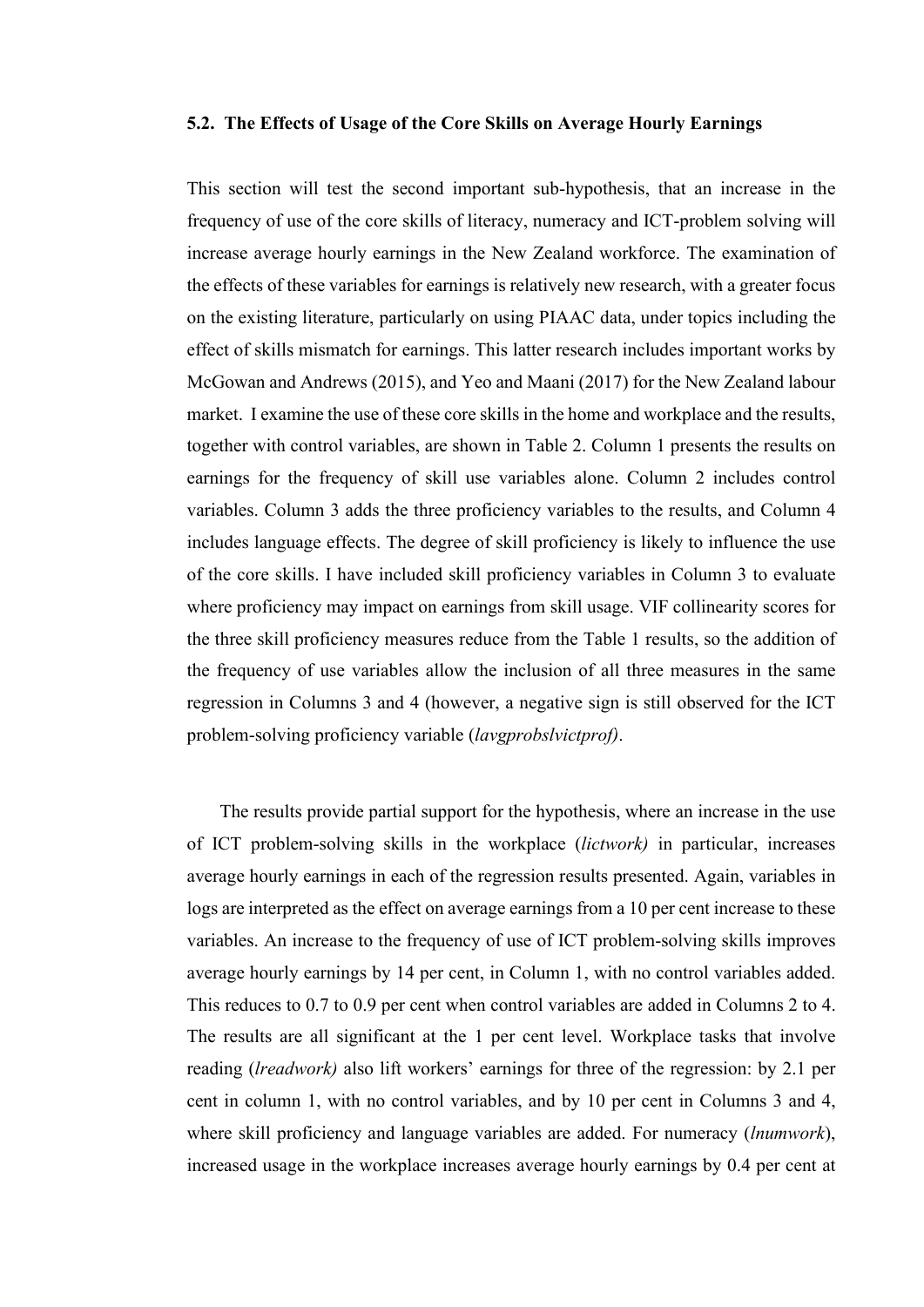### 5.2. The Effects of Usage of the Core Skills on Average Hourly Earnings

This section will test the second important sub-hypothesis, that an increase in the frequency of use of the core skills of literacy, numeracy and ICT-problem solving will increase average hourly earnings in the New Zealand workforce. The examination of the effects of these variables for earnings is relatively new research, with a greater focus on the existing literature, particularly on using PIAAC data, under topics including the effect of skills mismatch for earnings. This latter research includes important works by McGowan and Andrews (2015), and Yeo and Maani (2017) for the New Zealand labour market. I examine the use of these core skills in the home and workplace and the results, together with control variables, are shown in Table 2. Column 1 presents the results on earnings for the frequency of skill use variables alone. Column 2 includes control variables. Column 3 adds the three proficiency variables to the results, and Column 4 includes language effects. The degree of skill proficiency is likely to influence the use of the core skills. I have included skill proficiency variables in Column 3 to evaluate where proficiency may impact on earnings from skill usage. VIF collinearity scores for the three skill proficiency measures reduce from the Table 1 results, so the addition of the frequency of use variables allow the inclusion of all three measures in the same regression in Columns 3 and 4 (however, a negative sign is still observed for the ICT problem-solving proficiency variable (*lavgprobslvictprof)*.

The results provide partial support for the hypothesis, where an increase in the use of ICT problem-solving skills in the workplace (*lictwork)* in particular, increases average hourly earnings in each of the regression results presented. Again, variables in logs are interpreted as the effect on average earnings from a 10 per cent increase to these variables. An increase to the frequency of use of ICT problem-solving skills improves average hourly earnings by 14 per cent, in Column 1, with no control variables added. This reduces to 0.7 to 0.9 per cent when control variables are added in Columns 2 to 4. The results are all significant at the 1 per cent level. Workplace tasks that involve reading (*lreadwork)* also lift workers' earnings for three of the regression: by 2.1 per cent in column 1, with no control variables, and by 10 per cent in Columns 3 and 4, where skill proficiency and language variables are added. For numeracy (*lnumwork*), increased usage in the workplace increases average hourly earnings by 0.4 per cent at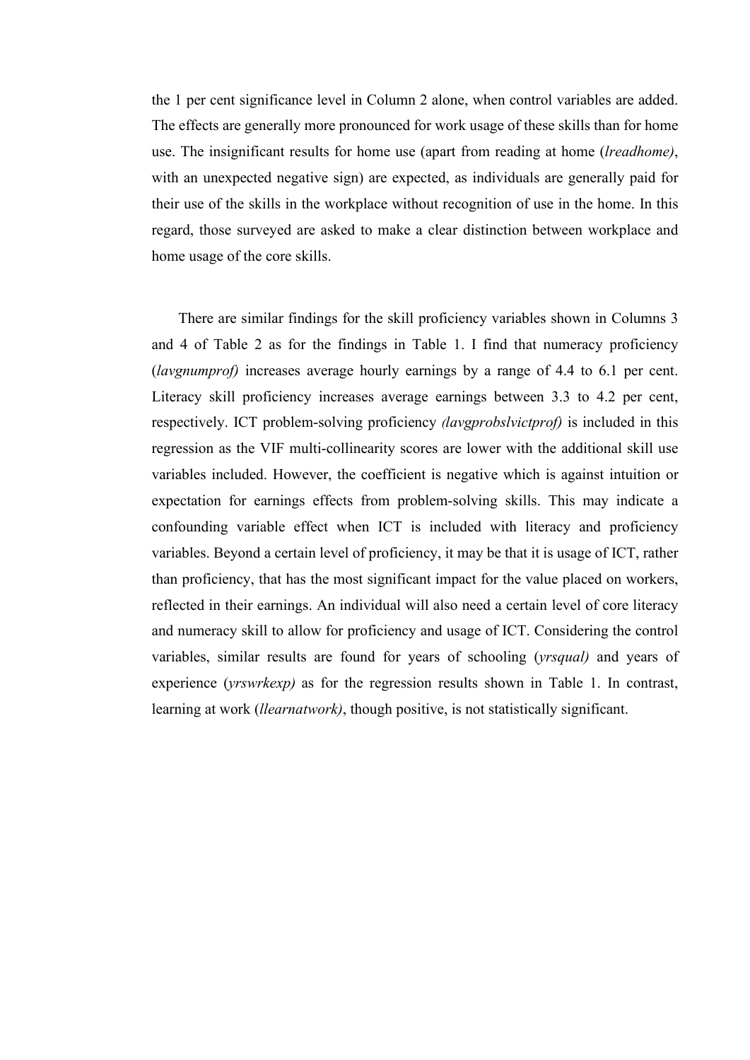the 1 per cent significance level in Column 2 alone, when control variables are added. The effects are generally more pronounced for work usage of these skills than for home use. The insignificant results for home use (apart from reading at home (*lreadhome)*, with an unexpected negative sign) are expected, as individuals are generally paid for their use of the skills in the workplace without recognition of use in the home. In this regard, those surveyed are asked to make a clear distinction between workplace and home usage of the core skills.

There are similar findings for the skill proficiency variables shown in Columns 3 and 4 of Table 2 as for the findings in Table 1. I find that numeracy proficiency (*lavgnumprof)* increases average hourly earnings by a range of 4.4 to 6.1 per cent. Literacy skill proficiency increases average earnings between 3.3 to 4.2 per cent, respectively. ICT problem-solving proficiency *(lavgprobslvictprof)* is included in this regression as the VIF multi-collinearity scores are lower with the additional skill use variables included. However, the coefficient is negative which is against intuition or expectation for earnings effects from problem-solving skills. This may indicate a confounding variable effect when ICT is included with literacy and proficiency variables. Beyond a certain level of proficiency, it may be that it is usage of ICT, rather than proficiency, that has the most significant impact for the value placed on workers, reflected in their earnings. An individual will also need a certain level of core literacy and numeracy skill to allow for proficiency and usage of ICT. Considering the control variables, similar results are found for years of schooling (*yrsqual)* and years of experience (*yrswrkexp)* as for the regression results shown in Table 1. In contrast, learning at work (*llearnatwork)*, though positive, is not statistically significant.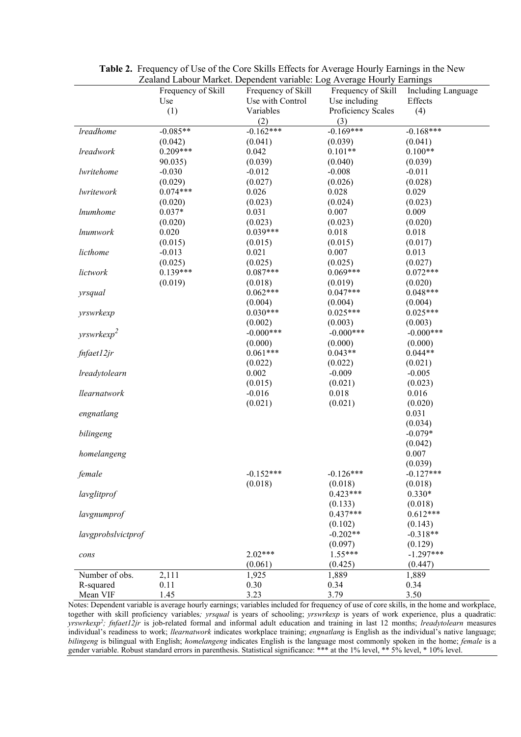**Table 2.** Frequency of Use of the Core Skills Effects for Average Hourly Earnings in the New Zealand Labour Market. Dependent variable: Log Average Hourly Earnings

| | Frequency of Skill Use (1) | Frequency of Skill Use with Control Variables (2) | Frequency of Skill Use including Proficiency Scales (3) | Including Language Effects (4) |
|---|---|---|---|---|
| *lreadhome* | -0.085** | -0.162*** | -0.169*** | -0.168*** |
| | (0.042) | (0.041) | (0.039) | (0.041) |
| *lreadwork* | 0.209*** | 0.042 | 0.101** | 0.100** |
| | 90.035) | (0.039) | (0.040) | (0.039) |
| *lwritehome* | -0.030 | -0.012 | -0.008 | -0.011 |
| | (0.029) | (0.027) | (0.026) | (0.028) |
| *lwritework* | 0.074*** | 0.026 | 0.028 | 0.029 |
| | (0.020) | (0.023) | (0.024) | (0.023) |
| *lnumhome* | 0.037* | 0.031 | 0.007 | 0.009 |
| | (0.020) | (0.023) | (0.023) | (0.020) |
| *lnumwork* | 0.020 | 0.039*** | 0.018 | 0.018 |
| | (0.015) | (0.015) | (0.015) | (0.017) |
| *licthome* | -0.013 | 0.021 | 0.007 | 0.013 |
| | (0.025) | (0.025) | (0.025) | (0.027) |
| *lictwork* | 0.139*** | 0.087*** | 0.069*** | 0.072*** |
| | (0.019) | (0.018) | (0.019) | (0.020) |
| *yrsqual* | | 0.062*** | 0.047*** | 0.048*** |
| | | (0.004) | (0.004) | (0.004) |
| *yrswrkexp* | | 0.030*** | 0.025*** | 0.025*** |
| | | (0.002) | (0.003) | (0.003) |
| *yrswrkexp*$^2$ | | -0.000*** | -0.000*** | -0.000*** |
| | | (0.000) | (0.000) | (0.000) |
| *fnfaet12jr* | | 0.061*** | 0.043** | 0.044** |
| | | (0.022) | (0.022) | (0.021) |
| *lreadytolearn* | | 0.002 | -0.009 | -0.005 |
| | | (0.015) | (0.021) | (0.023) |
| *llearnatwork* | | -0.016 | 0.018 | 0.016 |
| | | (0.021) | (0.021) | (0.020) |
| *engnatlang* | | | | 0.031 |
| | | | | (0.034) |
| *bilingeng* | | | | -0.079* |
| | | | | (0.042) |
| *homelangeng* | | | | 0.007 |
| | | | | (0.039) |
| *female* | | -0.152*** | -0.126*** | -0.127*** |
| | | (0.018) | (0.018) | (0.018) |
| *lavglitprof* | | | 0.423*** | 0.330* |
| | | | (0.133) | (0.018) |
| *lavgnumprof* | | | 0.437*** | 0.612*** |
| | | | (0.102) | (0.143) |
| *lavgprobslvictprof* | | | -0.202** | -0.318** |
| | | | (0.097) | (0.129) |
| *cons* | | 2.02*** | 1.55*** | -1.297*** |
| | | (0.061) | (0.425) | (0.447) |
| Number of obs. | 2,111 | 1,925 | 1,889 | 1,889 |
| R-squared | 0.11 | 0.30 | 0.34 | 0.34 |
| Mean VIF | 1.45 | 3.23 | 3.79 | 3.50 |

Notes: Dependent variable is average hourly earnings; variables included for frequency of use of core skills, in the home and workplace, together with skill proficiency variables*; yrsqual* is years of schooling; *yrswrkexp* is years of work experience, plus a quadratic: *yrswrkexp*$^2$*; fnfaet12jr* is job-related formal and informal adult education and training in last 12 months; *lreadytolearn* measures individual's readiness to work; *llearnatwork* indicates workplace training; *engnatlang* is English as the individual's native language; *bilingeng* is bilingual with English; *homelangeng* indicates English is the language most commonly spoken in the home; *female* is a gender variable. Robust standard errors in parenthesis. Statistical significance: *** at the 1% level, ** 5% level, * 10% level.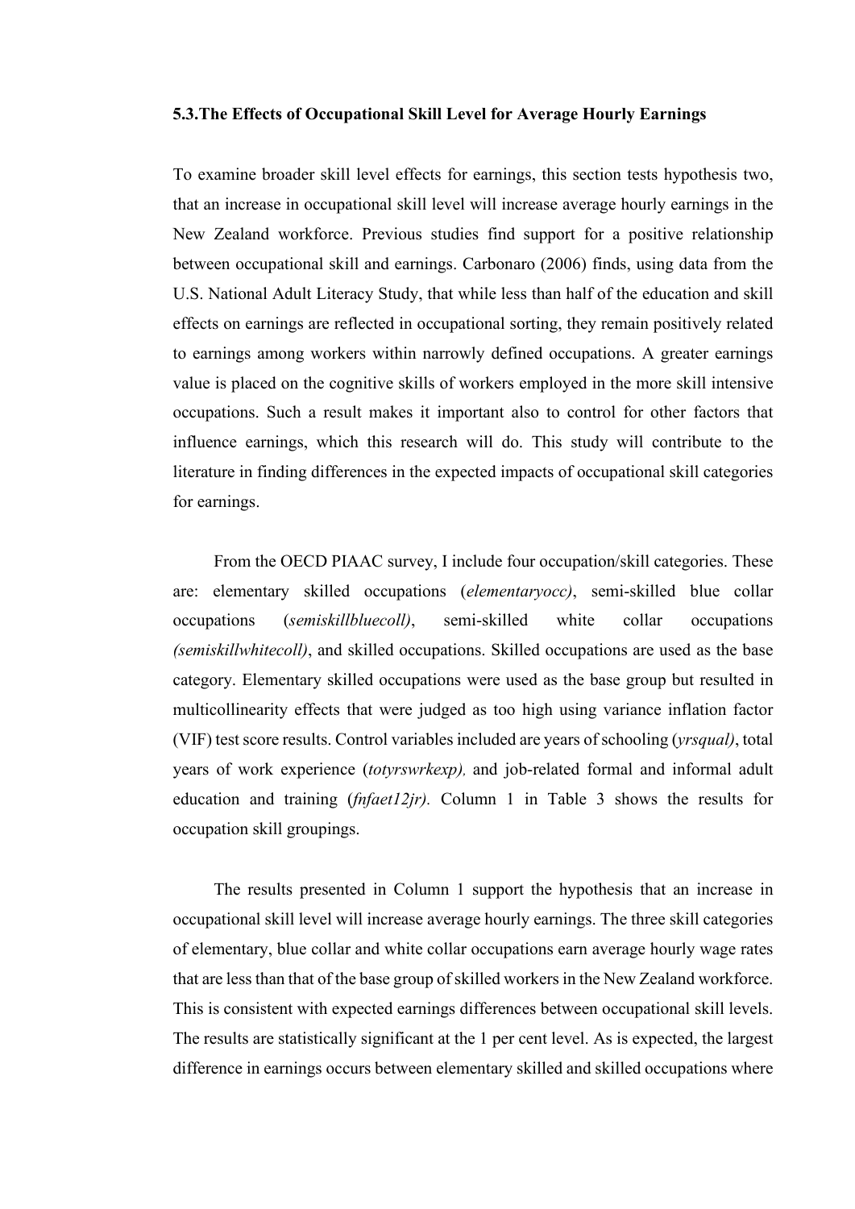### 5.3. The Effects of Occupational Skill Level for Average Hourly Earnings

To examine broader skill level effects for earnings, this section tests hypothesis two, that an increase in occupational skill level will increase average hourly earnings in the New Zealand workforce. Previous studies find support for a positive relationship between occupational skill and earnings. Carbonaro (2006) finds, using data from the U.S. National Adult Literacy Study, that while less than half of the education and skill effects on earnings are reflected in occupational sorting, they remain positively related to earnings among workers within narrowly defined occupations. A greater earnings value is placed on the cognitive skills of workers employed in the more skill intensive occupations. Such a result makes it important also to control for other factors that influence earnings, which this research will do. This study will contribute to the literature in finding differences in the expected impacts of occupational skill categories for earnings.

From the OECD PIAAC survey, I include four occupation/skill categories. These are: elementary skilled occupations (*elementaryocc)*, semi-skilled blue collar occupations (*semiskillbluecoll)*, semi-skilled white collar occupations *(semiskillwhitecoll)*, and skilled occupations. Skilled occupations are used as the base category. Elementary skilled occupations were used as the base group but resulted in multicollinearity effects that were judged as too high using variance inflation factor (VIF) test score results. Control variables included are years of schooling (*yrsqual)*, total years of work experience (*totyrswrkexp),* and job-related formal and informal adult education and training (*fnfaet12jr).* Column 1 in Table 3 shows the results for occupation skill groupings.

The results presented in Column 1 support the hypothesis that an increase in occupational skill level will increase average hourly earnings. The three skill categories of elementary, blue collar and white collar occupations earn average hourly wage rates that are less than that of the base group of skilled workers in the New Zealand workforce. This is consistent with expected earnings differences between occupational skill levels. The results are statistically significant at the 1 per cent level. As is expected, the largest difference in earnings occurs between elementary skilled and skilled occupations where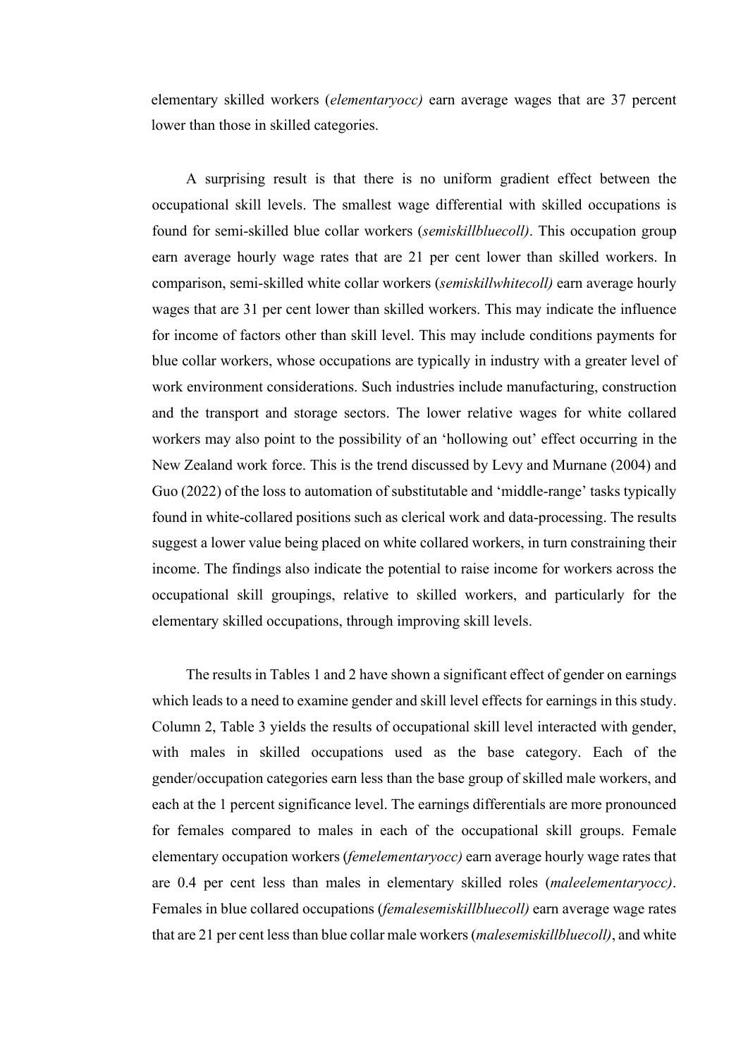elementary skilled workers (*elementaryocc)* earn average wages that are 37 percent lower than those in skilled categories.

A surprising result is that there is no uniform gradient effect between the occupational skill levels. The smallest wage differential with skilled occupations is found for semi-skilled blue collar workers (*semiskillbluecoll)*. This occupation group earn average hourly wage rates that are 21 per cent lower than skilled workers. In comparison, semi-skilled white collar workers (*semiskillwhitecoll)* earn average hourly wages that are 31 per cent lower than skilled workers. This may indicate the influence for income of factors other than skill level. This may include conditions payments for blue collar workers, whose occupations are typically in industry with a greater level of work environment considerations. Such industries include manufacturing, construction and the transport and storage sectors. The lower relative wages for white collared workers may also point to the possibility of an 'hollowing out' effect occurring in the New Zealand work force. This is the trend discussed by Levy and Murnane (2004) and Guo (2022) of the loss to automation of substitutable and 'middle-range' tasks typically found in white-collared positions such as clerical work and data-processing. The results suggest a lower value being placed on white collared workers, in turn constraining their income. The findings also indicate the potential to raise income for workers across the occupational skill groupings, relative to skilled workers, and particularly for the elementary skilled occupations, through improving skill levels.

The results in Tables 1 and 2 have shown a significant effect of gender on earnings which leads to a need to examine gender and skill level effects for earnings in this study. Column 2, Table 3 yields the results of occupational skill level interacted with gender, with males in skilled occupations used as the base category. Each of the gender/occupation categories earn less than the base group of skilled male workers, and each at the 1 percent significance level. The earnings differentials are more pronounced for females compared to males in each of the occupational skill groups. Female elementary occupation workers (*femelementaryocc)* earn average hourly wage rates that are 0.4 per cent less than males in elementary skilled roles (*maleelementaryocc)*. Females in blue collared occupations (*femalesemiskillbluecoll)* earn average wage rates that are 21 per cent less than blue collar male workers (*malesemiskillbluecoll)*, and white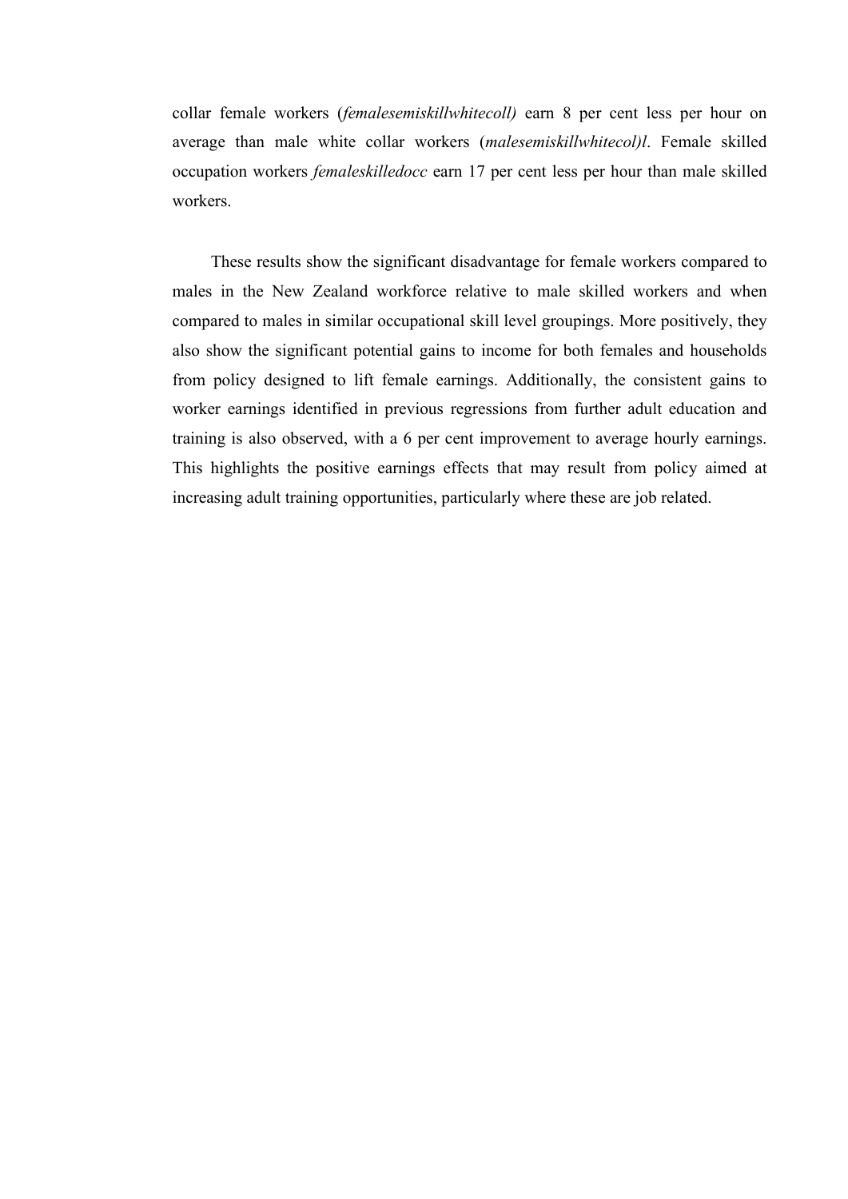collar female workers (*femalesemiskillwhitecoll)* earn 8 per cent less per hour on average than male white collar workers (*malesemiskillwhitecol)l*. Female skilled occupation workers *femaleskilledocc* earn 17 per cent less per hour than male skilled workers.

These results show the significant disadvantage for female workers compared to males in the New Zealand workforce relative to male skilled workers and when compared to males in similar occupational skill level groupings. More positively, they also show the significant potential gains to income for both females and households from policy designed to lift female earnings. Additionally, the consistent gains to worker earnings identified in previous regressions from further adult education and training is also observed, with a 6 per cent improvement to average hourly earnings. This highlights the positive earnings effects that may result from policy aimed at increasing adult training opportunities, particularly where these are job related.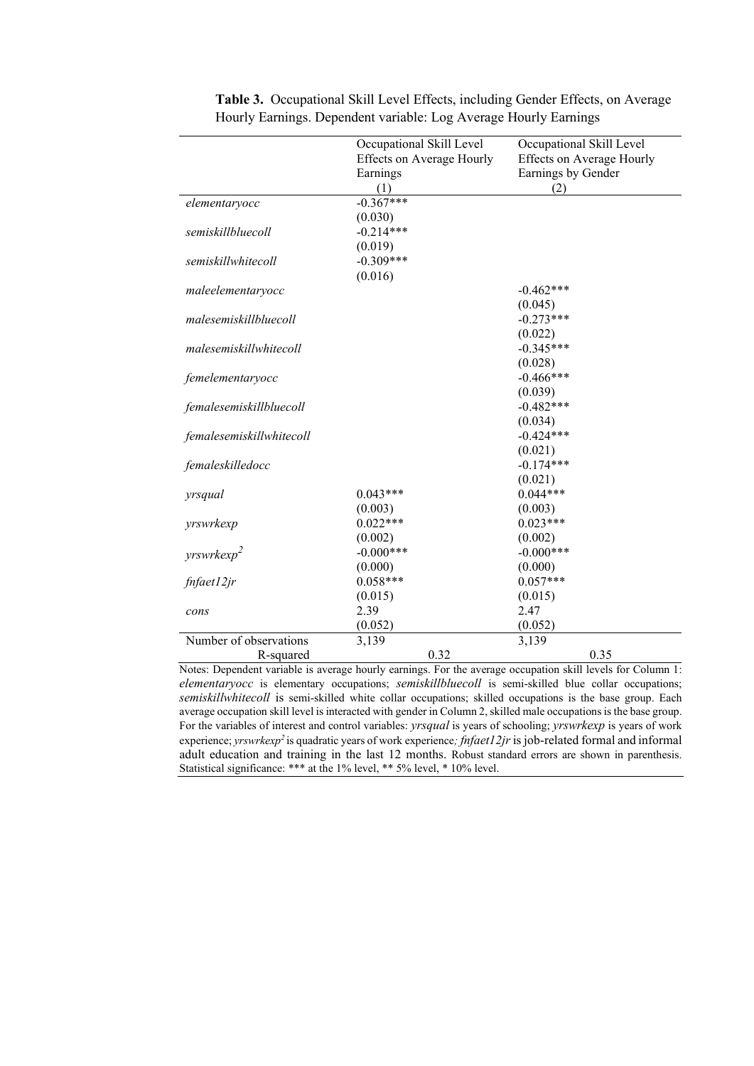**Table 3.** Occupational Skill Level Effects, including Gender Effects, on Average Hourly Earnings. Dependent variable: Log Average Hourly Earnings

| | Occupational Skill Level Effects on Average Hourly Earnings (1) | Occupational Skill Level Effects on Average Hourly Earnings by Gender (2) |
|---|---|---|
| *elementaryocc* | -0.367*** | |
| | (0.030) | |
| *semiskillbluecoll* | -0.214*** | |
| | (0.019) | |
| *semiskillwhitecoll* | -0.309*** | |
| | (0.016) | |
| *maleelementaryocc* | | -0.462*** |
| | | (0.045) |
| *malesemiskillbluecoll* | | -0.273*** |
| | | (0.022) |
| *malesemiskillwhitecoll* | | -0.345*** |
| | | (0.028) |
| *femelementaryocc* | | -0.466*** |
| | | (0.039) |
| *femalesemiskillbluecoll* | | -0.482*** |
| | | (0.034) |
| *femalesemiskillwhitecoll* | | -0.424*** |
| | | (0.021) |
| *femaleskilledocc* | | -0.174*** |
| | | (0.021) |
| *yrsqual* | 0.043*** | 0.044*** |
| | (0.003) | (0.003) |
| *yrswrkexp* | 0.022*** | 0.023*** |
| | (0.002) | (0.002) |
| *yrswrkexp*$^2$ | -0.000*** | -0.000*** |
| | (0.000) | (0.000) |
| *fnfaet12jr* | 0.058*** | 0.057*** |
| | (0.015) | (0.015) |
| *cons* | 2.39 | 2.47 |
| | (0.052) | (0.052) |
| Number of observations | 3,139 | 3,139 |
| R-squared | 0.32 | 0.35 |

Notes: Dependent variable is average hourly earnings. For the average occupation skill levels for Column 1: *elementaryocc* is elementary occupations; *semiskillbluecoll* is semi-skilled blue collar occupations; *semiskillwhitecoll* is semi-skilled white collar occupations; skilled occupations is the base group. Each average occupation skill level is interacted with gender in Column 2, skilled male occupations is the base group. For the variables of interest and control variables: *yrsqual* is years of schooling; *yrswrkexp* is years of work experience; *yrswrkexp*$^2$ is quadratic years of work experience; *fnfaet12jr* is job-related formal and informal adult education and training in the last 12 months. Robust standard errors are shown in parenthesis. Statistical significance: *** at the 1% level, ** 5% level, * 10% level.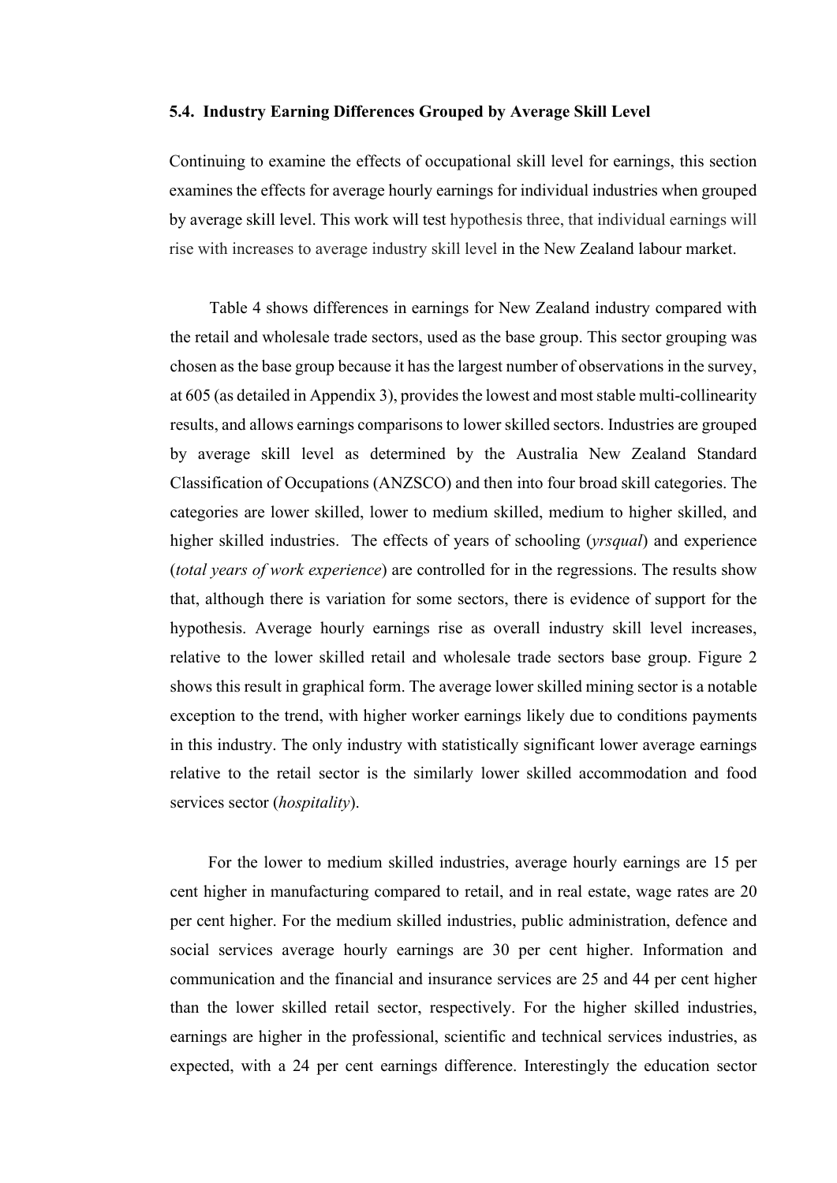### 5.4. Industry Earning Differences Grouped by Average Skill Level

Continuing to examine the effects of occupational skill level for earnings, this section examines the effects for average hourly earnings for individual industries when grouped by average skill level. This work will test hypothesis three, that individual earnings will rise with increases to average industry skill level in the New Zealand labour market.

Table 4 shows differences in earnings for New Zealand industry compared with the retail and wholesale trade sectors, used as the base group. This sector grouping was chosen as the base group because it has the largest number of observations in the survey, at 605 (as detailed in Appendix 3), provides the lowest and most stable multi-collinearity results, and allows earnings comparisons to lower skilled sectors. Industries are grouped by average skill level as determined by the Australia New Zealand Standard Classification of Occupations (ANZSCO) and then into four broad skill categories. The categories are lower skilled, lower to medium skilled, medium to higher skilled, and higher skilled industries. The effects of years of schooling (*yrsqual*) and experience (*total years of work experience*) are controlled for in the regressions. The results show that, although there is variation for some sectors, there is evidence of support for the hypothesis. Average hourly earnings rise as overall industry skill level increases, relative to the lower skilled retail and wholesale trade sectors base group. Figure 2 shows this result in graphical form. The average lower skilled mining sector is a notable exception to the trend, with higher worker earnings likely due to conditions payments in this industry. The only industry with statistically significant lower average earnings relative to the retail sector is the similarly lower skilled accommodation and food services sector (*hospitality*).

For the lower to medium skilled industries, average hourly earnings are 15 per cent higher in manufacturing compared to retail, and in real estate, wage rates are 20 per cent higher. For the medium skilled industries, public administration, defence and social services average hourly earnings are 30 per cent higher. Information and communication and the financial and insurance services are 25 and 44 per cent higher than the lower skilled retail sector, respectively. For the higher skilled industries, earnings are higher in the professional, scientific and technical services industries, as expected, with a 24 per cent earnings difference. Interestingly the education sector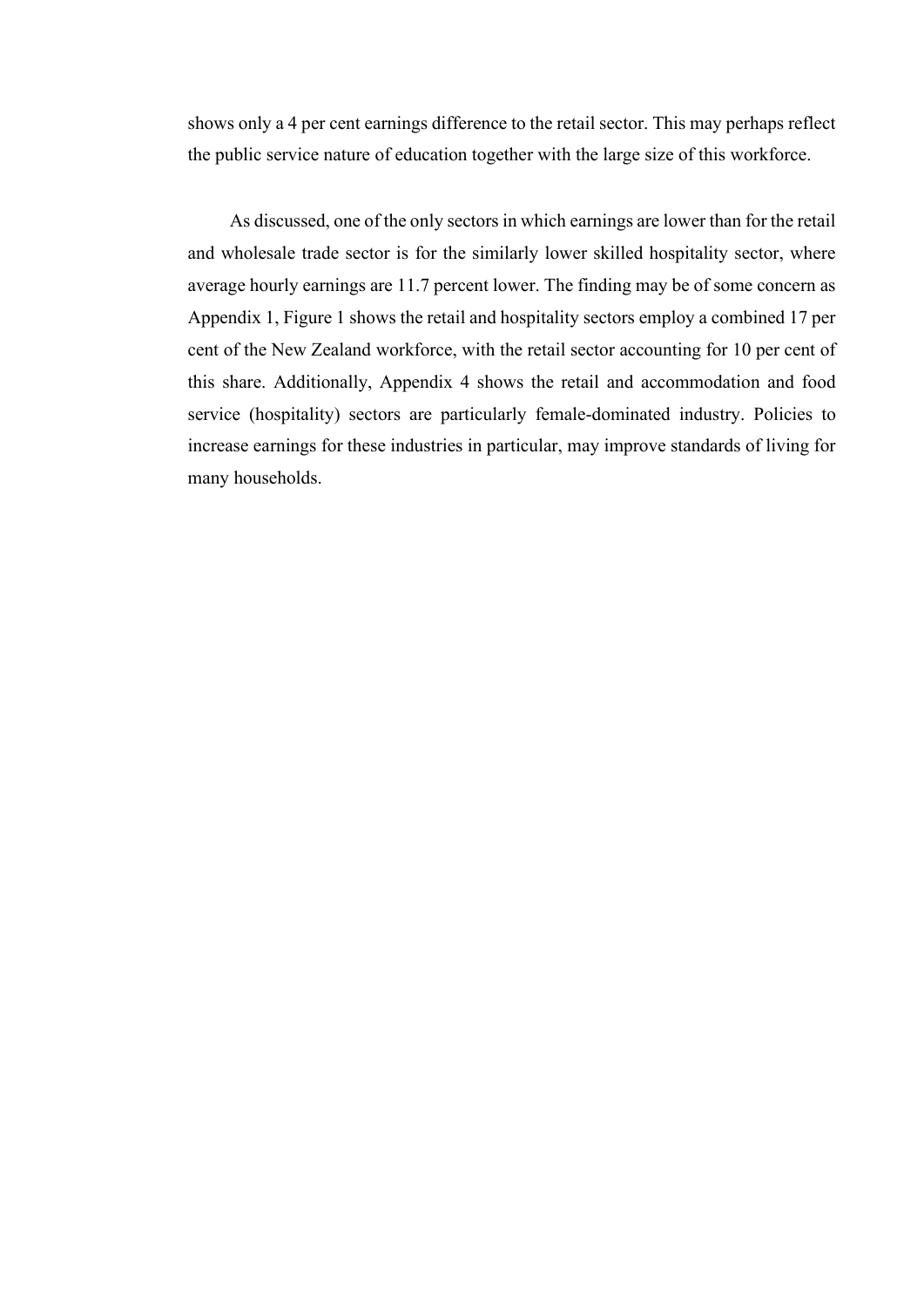shows only a 4 per cent earnings difference to the retail sector. This may perhaps reflect the public service nature of education together with the large size of this workforce.

As discussed, one of the only sectors in which earnings are lower than for the retail and wholesale trade sector is for the similarly lower skilled hospitality sector, where average hourly earnings are 11.7 percent lower. The finding may be of some concern as Appendix 1, Figure 1 shows the retail and hospitality sectors employ a combined 17 per cent of the New Zealand workforce, with the retail sector accounting for 10 per cent of this share. Additionally, Appendix 4 shows the retail and accommodation and food service (hospitality) sectors are particularly female-dominated industry. Policies to increase earnings for these industries in particular, may improve standards of living for many households.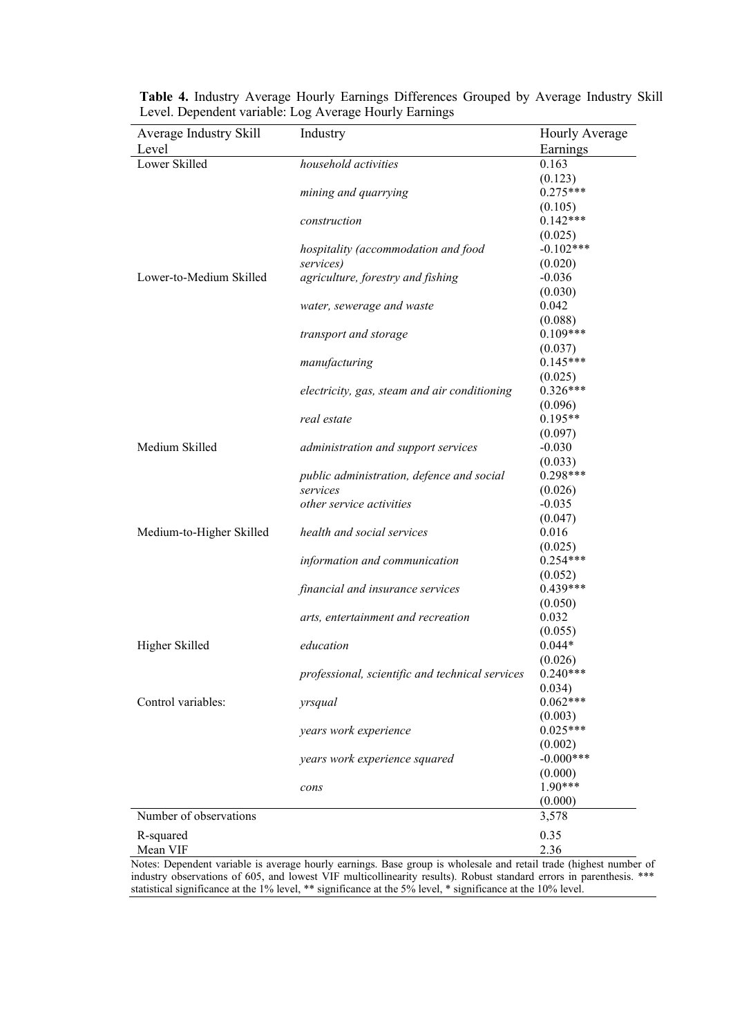**Table 4.** Industry Average Hourly Earnings Differences Grouped by Average Industry Skill Level. Dependent variable: Log Average Hourly Earnings

| Average Industry Skill Level | Industry | Hourly Average Earnings |
|---|---|---|
| Lower Skilled | *household activities* | 0.163 |
| | | (0.123) |
| | *mining and quarrying* | 0.275*** |
| | | (0.105) |
| | *construction* | 0.142*** |
| | | (0.025) |
| | *hospitality (accommodation and food services)* | -0.102*** |
| | | (0.020) |
| Lower-to-Medium Skilled | *agriculture, forestry and fishing* | -0.036 |
| | | (0.030) |
| | *water, sewerage and waste* | 0.042 |
| | | (0.088) |
| | *transport and storage* | 0.109*** |
| | | (0.037) |
| | *manufacturing* | 0.145*** |
| | | (0.025) |
| | *electricity, gas, steam and air conditioning* | 0.326*** |
| | | (0.096) |
| | *real estate* | 0.195** |
| | | (0.097) |
| Medium Skilled | *administration and support services* | -0.030 |
| | | (0.033) |
| | *public administration, defence and social services* | 0.298*** |
| | | (0.026) |
| | *other service activities* | -0.035 |
| | | (0.047) |
| Medium-to-Higher Skilled | *health and social services* | 0.016 |
| | | (0.025) |
| | *information and communication* | 0.254*** |
| | | (0.052) |
| | *financial and insurance services* | 0.439*** |
| | | (0.050) |
| | *arts, entertainment and recreation* | 0.032 |
| | | (0.055) |
| Higher Skilled | *education* | 0.044* |
| | | (0.026) |
| | *professional, scientific and technical services* | 0.240*** |
| | | 0.034) |
| Control variables: | *yrsqual* | 0.062*** |
| | | (0.003) |
| | *years work experience* | 0.025*** |
| | | (0.002) |
| | *years work experience squared* | -0.000*** |
| | | (0.000) |
| | *cons* | 1.90*** |
| | | (0.000) |
| Number of observations | | 3,578 |
| R-squared | | 0.35 |
| Mean VIF | | 2.36 |

Notes: Dependent variable is average hourly earnings. Base group is wholesale and retail trade (highest number of industry observations of 605, and lowest VIF multicollinearity results). Robust standard errors in parenthesis. *** statistical significance at the 1% level, ** significance at the 5% level, * significance at the 10% level.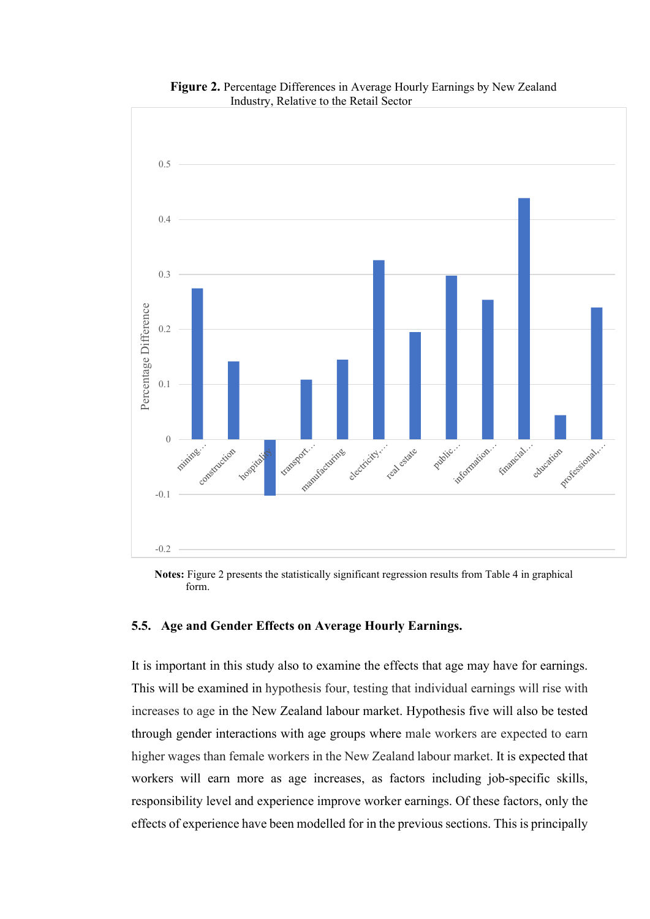**Figure 2.** Percentage Differences in Average Hourly Earnings by New Zealand Industry, Relative to the Retail Sector

**Notes:** Figure 2 presents the statistically significant regression results from Table 4 in graphical form.

### 5.5. Age and Gender Effects on Average Hourly Earnings.

It is important in this study also to examine the effects that age may have for earnings. This will be examined in hypothesis four, testing that individual earnings will rise with increases to age in the New Zealand labour market. Hypothesis five will also be tested through gender interactions with age groups where male workers are expected to earn higher wages than female workers in the New Zealand labour market. It is expected that workers will earn more as age increases, as factors including job-specific skills, responsibility level and experience improve worker earnings. Of these factors, only the effects of experience have been modelled for in the previous sections. This is principally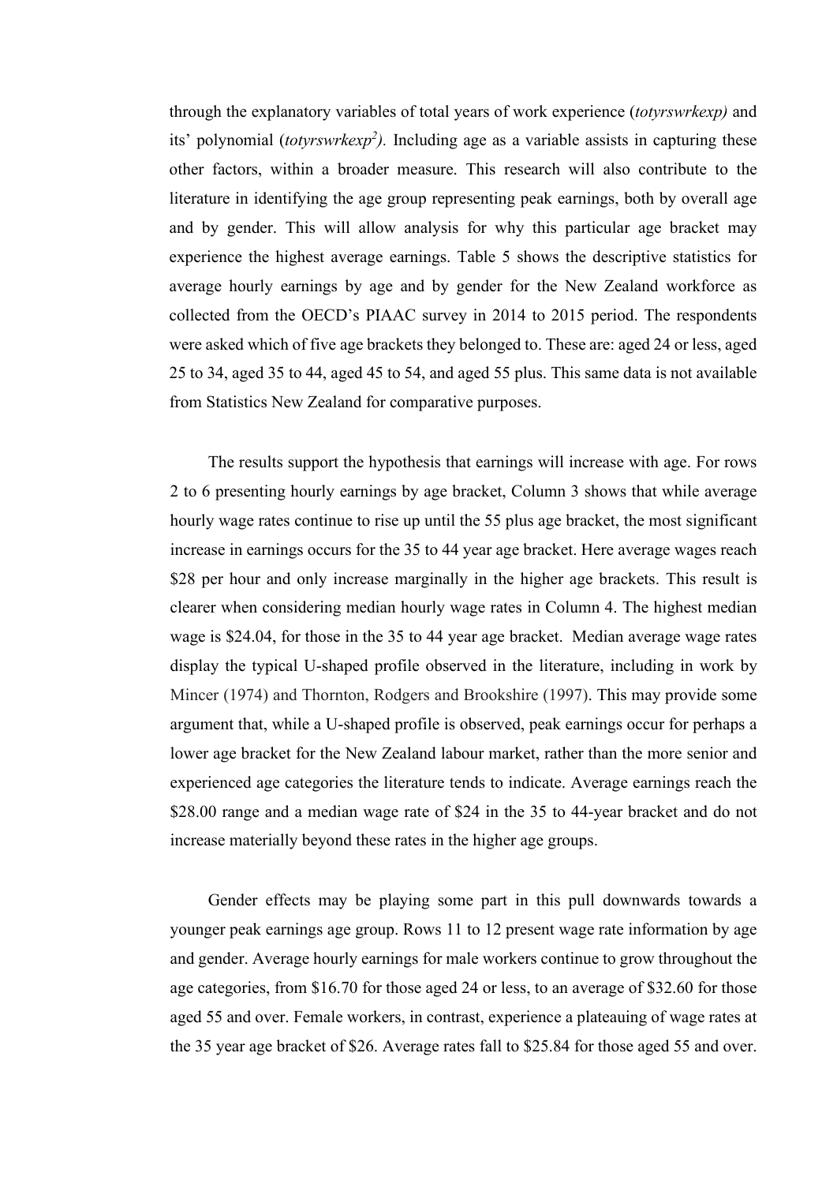through the explanatory variables of total years of work experience (*totyrswrkexp)* and its' polynomial (*totyrswrkexp²).* Including age as a variable assists in capturing these other factors, within a broader measure. This research will also contribute to the literature in identifying the age group representing peak earnings, both by overall age and by gender. This will allow analysis for why this particular age bracket may experience the highest average earnings. Table 5 shows the descriptive statistics for average hourly earnings by age and by gender for the New Zealand workforce as collected from the OECD's PIAAC survey in 2014 to 2015 period. The respondents were asked which of five age brackets they belonged to. These are: aged 24 or less, aged 25 to 34, aged 35 to 44, aged 45 to 54, and aged 55 plus. This same data is not available from Statistics New Zealand for comparative purposes.

The results support the hypothesis that earnings will increase with age. For rows 2 to 6 presenting hourly earnings by age bracket, Column 3 shows that while average hourly wage rates continue to rise up until the 55 plus age bracket, the most significant increase in earnings occurs for the 35 to 44 year age bracket. Here average wages reach $28 per hour and only increase marginally in the higher age brackets. This result is clearer when considering median hourly wage rates in Column 4. The highest median wage is $24.04, for those in the 35 to 44 year age bracket. Median average wage rates display the typical U-shaped profile observed in the literature, including in work by Mincer (1974) and Thornton, Rodgers and Brookshire (1997). This may provide some argument that, while a U-shaped profile is observed, peak earnings occur for perhaps a lower age bracket for the New Zealand labour market, rather than the more senior and experienced age categories the literature tends to indicate. Average earnings reach the $28.00 range and a median wage rate of $24 in the 35 to 44-year bracket and do not increase materially beyond these rates in the higher age groups.

Gender effects may be playing some part in this pull downwards towards a younger peak earnings age group. Rows 11 to 12 present wage rate information by age and gender. Average hourly earnings for male workers continue to grow throughout the age categories, from $16.70 for those aged 24 or less, to an average of $32.60 for those aged 55 and over. Female workers, in contrast, experience a plateauing of wage rates at the 35 year age bracket of $26. Average rates fall to $25.84 for those aged 55 and over.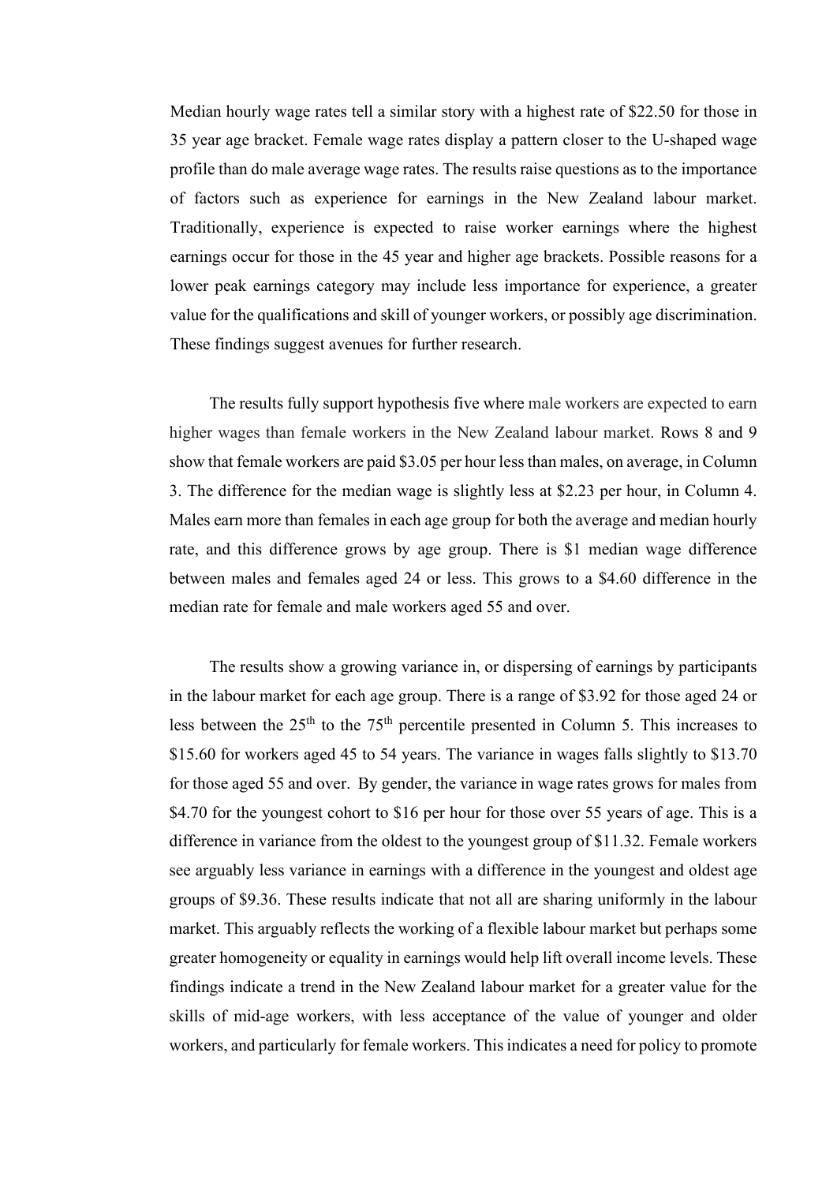Median hourly wage rates tell a similar story with a highest rate of $22.50 for those in 35 year age bracket. Female wage rates display a pattern closer to the U-shaped wage profile than do male average wage rates. The results raise questions as to the importance of factors such as experience for earnings in the New Zealand labour market. Traditionally, experience is expected to raise worker earnings where the highest earnings occur for those in the 45 year and higher age brackets. Possible reasons for a lower peak earnings category may include less importance for experience, a greater value for the qualifications and skill of younger workers, or possibly age discrimination. These findings suggest avenues for further research.

The results fully support hypothesis five where male workers are expected to earn higher wages than female workers in the New Zealand labour market. Rows 8 and 9 show that female workers are paid $3.05 per hour less than males, on average, in Column 3. The difference for the median wage is slightly less at $2.23 per hour, in Column 4. Males earn more than females in each age group for both the average and median hourly rate, and this difference grows by age group. There is $1 median wage difference between males and females aged 24 or less. This grows to a $4.60 difference in the median rate for female and male workers aged 55 and over.

The results show a growing variance in, or dispersing of earnings by participants in the labour market for each age group. There is a range of $3.92 for those aged 24 or less between the 25th to the 75th percentile presented in Column 5. This increases to $15.60 for workers aged 45 to 54 years. The variance in wages falls slightly to $13.70 for those aged 55 and over. By gender, the variance in wage rates grows for males from $4.70 for the youngest cohort to $16 per hour for those over 55 years of age. This is a difference in variance from the oldest to the youngest group of $11.32. Female workers see arguably less variance in earnings with a difference in the youngest and oldest age groups of $9.36. These results indicate that not all are sharing uniformly in the labour market. This arguably reflects the working of a flexible labour market but perhaps some greater homogeneity or equality in earnings would help lift overall income levels. These findings indicate a trend in the New Zealand labour market for a greater value for the skills of mid-age workers, with less acceptance of the value of younger and older workers, and particularly for female workers. This indicates a need for policy to promote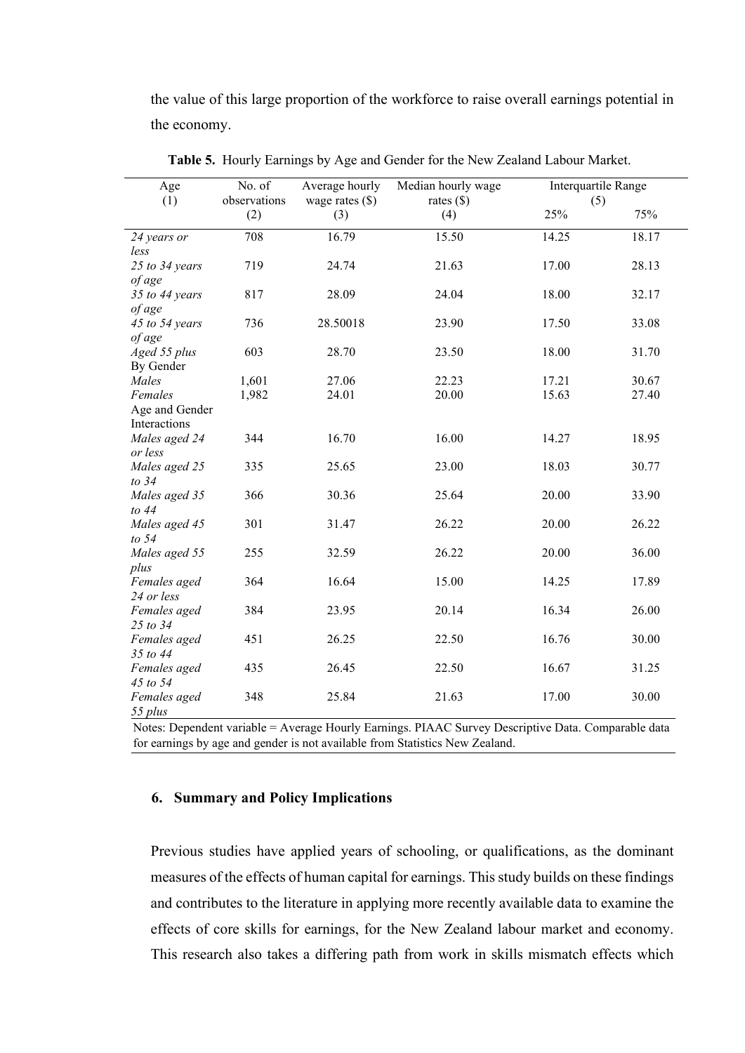the value of this large proportion of the workforce to raise overall earnings potential in the economy.

**Table 5.** Hourly Earnings by Age and Gender for the New Zealand Labour Market.

| Age (1) | No. of observations (2) | Average hourly wage rates ($) (3) | Median hourly wage rates ($) (4) | Interquartile Range (5) | |
|---|---|---|---|---|---|
| | | | | 25% | 75% |
| *24 years or less* | 708 | 16.79 | 15.50 | 14.25 | 18.17 |
| *25 to 34 years of age* | 719 | 24.74 | 21.63 | 17.00 | 28.13 |
| *35 to 44 years of age* | 817 | 28.09 | 24.04 | 18.00 | 32.17 |
| *45 to 54 years of age* | 736 | 28.50018 | 23.90 | 17.50 | 33.08 |
| *Aged 55 plus* | 603 | 28.70 | 23.50 | 18.00 | 31.70 |
| By Gender | | | | | |
| *Males* | 1,601 | 27.06 | 22.23 | 17.21 | 30.67 |
| *Females* | 1,982 | 24.01 | 20.00 | 15.63 | 27.40 |
| Age and Gender Interactions | | | | | |
| *Males aged 24 or less* | 344 | 16.70 | 16.00 | 14.27 | 18.95 |
| *Males aged 25 to 34* | 335 | 25.65 | 23.00 | 18.03 | 30.77 |
| *Males aged 35 to 44* | 366 | 30.36 | 25.64 | 20.00 | 33.90 |
| *Males aged 45 to 54* | 301 | 31.47 | 26.22 | 20.00 | 26.22 |
| *Males aged 55 plus* | 255 | 32.59 | 26.22 | 20.00 | 36.00 |
| *Females aged 24 or less* | 364 | 16.64 | 15.00 | 14.25 | 17.89 |
| *Females aged 25 to 34* | 384 | 23.95 | 20.14 | 16.34 | 26.00 |
| *Females aged 35 to 44* | 451 | 26.25 | 22.50 | 16.76 | 30.00 |
| *Females aged 45 to 54* | 435 | 26.45 | 22.50 | 16.67 | 31.25 |
| *Females aged 55 plus* | 348 | 25.84 | 21.63 | 17.00 | 30.00 |

Notes: Dependent variable = Average Hourly Earnings. PIAAC Survey Descriptive Data. Comparable data for earnings by age and gender is not available from Statistics New Zealand.

## 6. Summary and Policy Implications

Previous studies have applied years of schooling, or qualifications, as the dominant measures of the effects of human capital for earnings. This study builds on these findings and contributes to the literature in applying more recently available data to examine the effects of core skills for earnings, for the New Zealand labour market and economy. This research also takes a differing path from work in skills mismatch effects which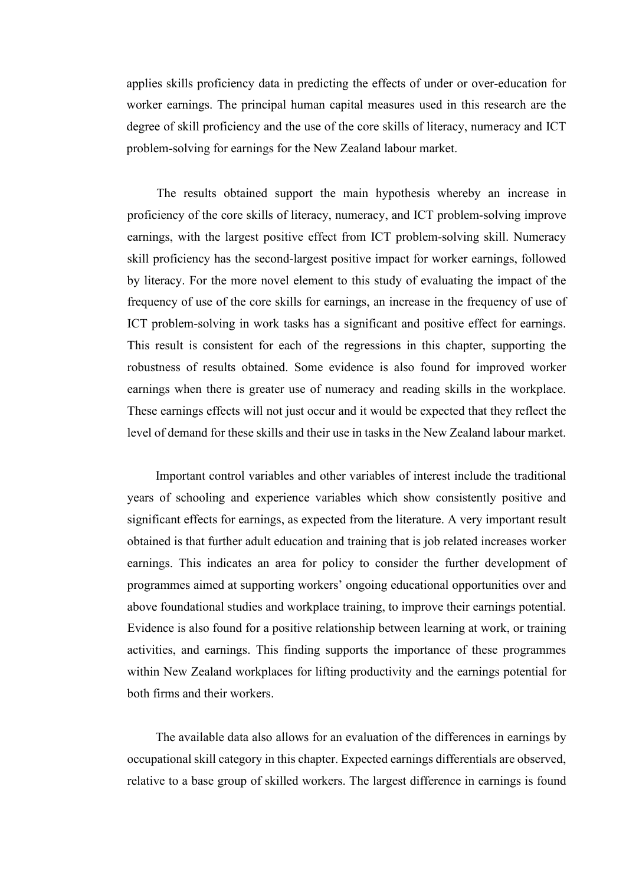applies skills proficiency data in predicting the effects of under or over-education for worker earnings. The principal human capital measures used in this research are the degree of skill proficiency and the use of the core skills of literacy, numeracy and ICT problem-solving for earnings for the New Zealand labour market.

The results obtained support the main hypothesis whereby an increase in proficiency of the core skills of literacy, numeracy, and ICT problem-solving improve earnings, with the largest positive effect from ICT problem-solving skill. Numeracy skill proficiency has the second-largest positive impact for worker earnings, followed by literacy. For the more novel element to this study of evaluating the impact of the frequency of use of the core skills for earnings, an increase in the frequency of use of ICT problem-solving in work tasks has a significant and positive effect for earnings. This result is consistent for each of the regressions in this chapter, supporting the robustness of results obtained. Some evidence is also found for improved worker earnings when there is greater use of numeracy and reading skills in the workplace. These earnings effects will not just occur and it would be expected that they reflect the level of demand for these skills and their use in tasks in the New Zealand labour market.

Important control variables and other variables of interest include the traditional years of schooling and experience variables which show consistently positive and significant effects for earnings, as expected from the literature. A very important result obtained is that further adult education and training that is job related increases worker earnings. This indicates an area for policy to consider the further development of programmes aimed at supporting workers' ongoing educational opportunities over and above foundational studies and workplace training, to improve their earnings potential. Evidence is also found for a positive relationship between learning at work, or training activities, and earnings. This finding supports the importance of these programmes within New Zealand workplaces for lifting productivity and the earnings potential for both firms and their workers.

The available data also allows for an evaluation of the differences in earnings by occupational skill category in this chapter. Expected earnings differentials are observed, relative to a base group of skilled workers. The largest difference in earnings is found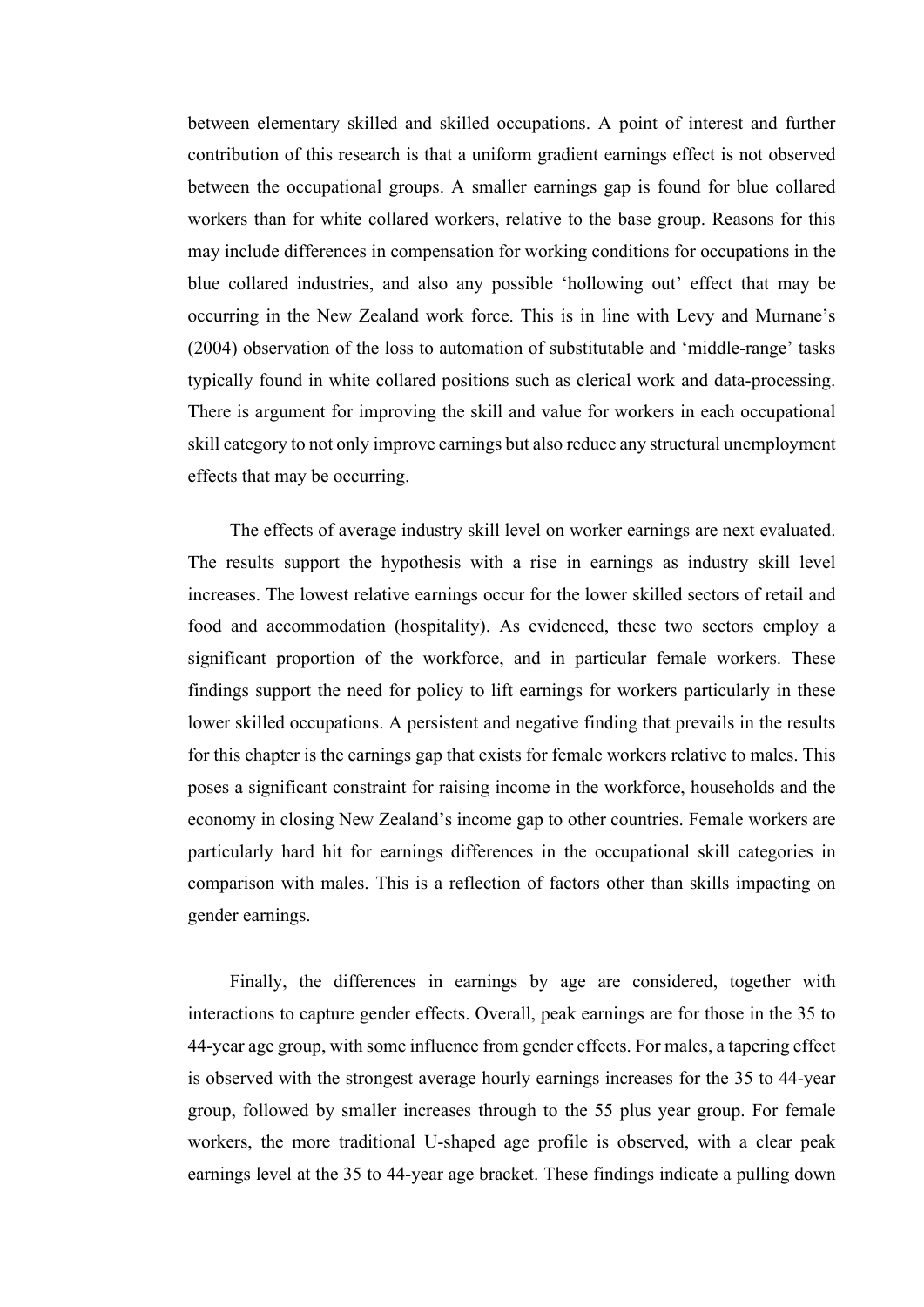between elementary skilled and skilled occupations. A point of interest and further contribution of this research is that a uniform gradient earnings effect is not observed between the occupational groups. A smaller earnings gap is found for blue collared workers than for white collared workers, relative to the base group. Reasons for this may include differences in compensation for working conditions for occupations in the blue collared industries, and also any possible 'hollowing out' effect that may be occurring in the New Zealand work force. This is in line with Levy and Murnane's (2004) observation of the loss to automation of substitutable and 'middle-range' tasks typically found in white collared positions such as clerical work and data-processing. There is argument for improving the skill and value for workers in each occupational skill category to not only improve earnings but also reduce any structural unemployment effects that may be occurring.

The effects of average industry skill level on worker earnings are next evaluated. The results support the hypothesis with a rise in earnings as industry skill level increases. The lowest relative earnings occur for the lower skilled sectors of retail and food and accommodation (hospitality). As evidenced, these two sectors employ a significant proportion of the workforce, and in particular female workers. These findings support the need for policy to lift earnings for workers particularly in these lower skilled occupations. A persistent and negative finding that prevails in the results for this chapter is the earnings gap that exists for female workers relative to males. This poses a significant constraint for raising income in the workforce, households and the economy in closing New Zealand's income gap to other countries. Female workers are particularly hard hit for earnings differences in the occupational skill categories in comparison with males. This is a reflection of factors other than skills impacting on gender earnings.

Finally, the differences in earnings by age are considered, together with interactions to capture gender effects. Overall, peak earnings are for those in the 35 to 44-year age group, with some influence from gender effects. For males, a tapering effect is observed with the strongest average hourly earnings increases for the 35 to 44-year group, followed by smaller increases through to the 55 plus year group. For female workers, the more traditional U-shaped age profile is observed, with a clear peak earnings level at the 35 to 44-year age bracket. These findings indicate a pulling down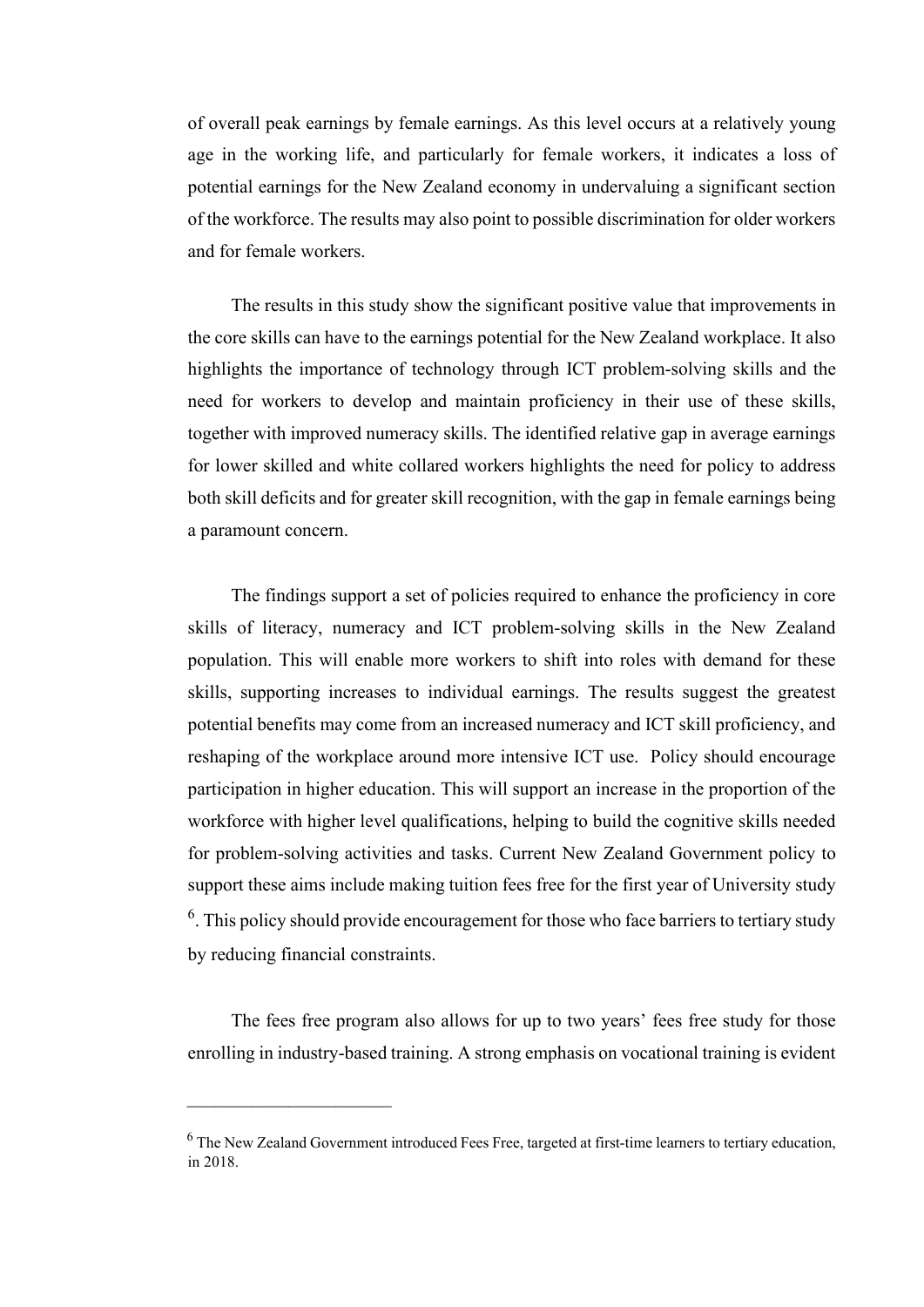of overall peak earnings by female earnings. As this level occurs at a relatively young age in the working life, and particularly for female workers, it indicates a loss of potential earnings for the New Zealand economy in undervaluing a significant section of the workforce. The results may also point to possible discrimination for older workers and for female workers.

The results in this study show the significant positive value that improvements in the core skills can have to the earnings potential for the New Zealand workplace. It also highlights the importance of technology through ICT problem-solving skills and the need for workers to develop and maintain proficiency in their use of these skills, together with improved numeracy skills. The identified relative gap in average earnings for lower skilled and white collared workers highlights the need for policy to address both skill deficits and for greater skill recognition, with the gap in female earnings being a paramount concern.

The findings support a set of policies required to enhance the proficiency in core skills of literacy, numeracy and ICT problem-solving skills in the New Zealand population. This will enable more workers to shift into roles with demand for these skills, supporting increases to individual earnings. The results suggest the greatest potential benefits may come from an increased numeracy and ICT skill proficiency, and reshaping of the workplace around more intensive ICT use. Policy should encourage participation in higher education. This will support an increase in the proportion of the workforce with higher level qualifications, helping to build the cognitive skills needed for problem-solving activities and tasks. Current New Zealand Government policy to support these aims include making tuition fees free for the first year of University study [6]. This policy should provide encouragement for those who face barriers to tertiary study by reducing financial constraints.

The fees free program also allows for up to two years' fees free study for those enrolling in industry-based training. A strong emphasis on vocational training is evident

---

[6] The New Zealand Government introduced Fees Free, targeted at first-time learners to tertiary education, in 2018.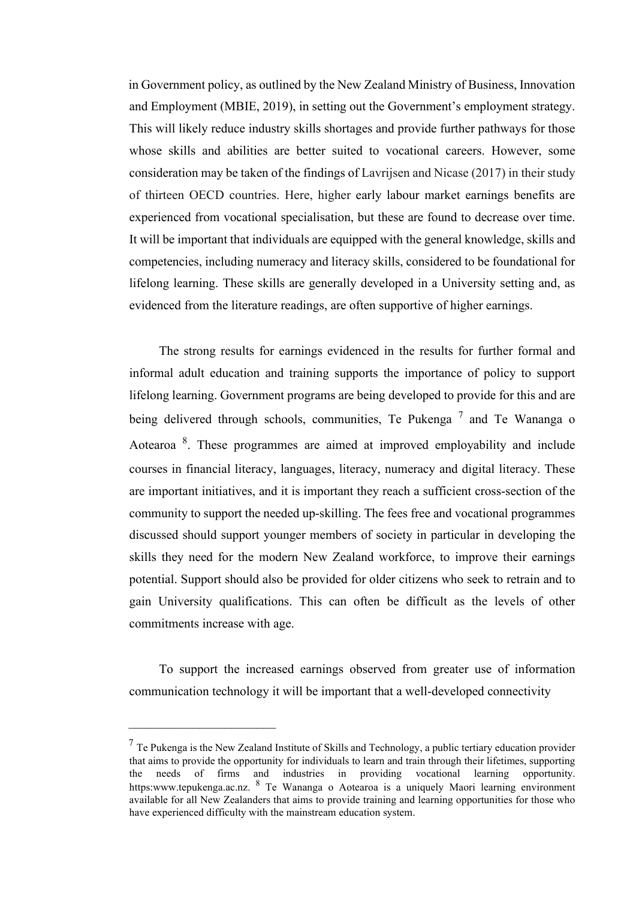in Government policy, as outlined by the New Zealand Ministry of Business, Innovation and Employment (MBIE, 2019), in setting out the Government's employment strategy. This will likely reduce industry skills shortages and provide further pathways for those whose skills and abilities are better suited to vocational careers. However, some consideration may be taken of the findings of Lavrijsen and Nicase (2017) in their study of thirteen OECD countries. Here, higher early labour market earnings benefits are experienced from vocational specialisation, but these are found to decrease over time. It will be important that individuals are equipped with the general knowledge, skills and competencies, including numeracy and literacy skills, considered to be foundational for lifelong learning. These skills are generally developed in a University setting and, as evidenced from the literature readings, are often supportive of higher earnings.

The strong results for earnings evidenced in the results for further formal and informal adult education and training supports the importance of policy to support lifelong learning. Government programs are being developed to provide for this and are being delivered through schools, communities, Te Pukenga [7] and Te Wananga o Aotearoa [8]. These programmes are aimed at improved employability and include courses in financial literacy, languages, literacy, numeracy and digital literacy. These are important initiatives, and it is important they reach a sufficient cross-section of the community to support the needed up-skilling. The fees free and vocational programmes discussed should support younger members of society in particular in developing the skills they need for the modern New Zealand workforce, to improve their earnings potential. Support should also be provided for older citizens who seek to retrain and to gain University qualifications. This can often be difficult as the levels of other commitments increase with age.

To support the increased earnings observed from greater use of information communication technology it will be important that a well-developed connectivity

---

[7] Te Pukenga is the New Zealand Institute of Skills and Technology, a public tertiary education provider that aims to provide the opportunity for individuals to learn and train through their lifetimes, supporting the needs of firms and industries in providing vocational learning opportunity. https:www.tepukenga.ac.nz. [8] Te Wananga o Aotearoa is a uniquely Maori learning environment available for all New Zealanders that aims to provide training and learning opportunities for those who have experienced difficulty with the mainstream education system.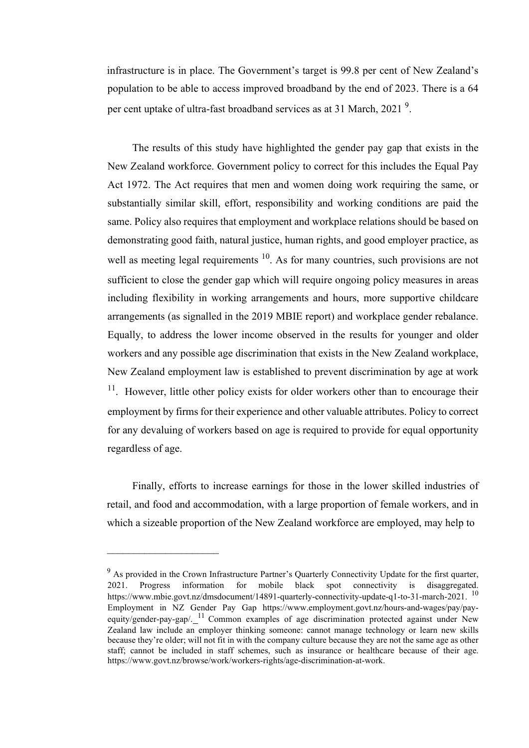infrastructure is in place. The Government's target is 99.8 per cent of New Zealand's population to be able to access improved broadband by the end of 2023. There is a 64 per cent uptake of ultra-fast broadband services as at 31 March, 2021 [9].

The results of this study have highlighted the gender pay gap that exists in the New Zealand workforce. Government policy to correct for this includes the Equal Pay Act 1972. The Act requires that men and women doing work requiring the same, or substantially similar skill, effort, responsibility and working conditions are paid the same. Policy also requires that employment and workplace relations should be based on demonstrating good faith, natural justice, human rights, and good employer practice, as well as meeting legal requirements [10]. As for many countries, such provisions are not sufficient to close the gender gap which will require ongoing policy measures in areas including flexibility in working arrangements and hours, more supportive childcare arrangements (as signalled in the 2019 MBIE report) and workplace gender rebalance. Equally, to address the lower income observed in the results for younger and older workers and any possible age discrimination that exists in the New Zealand workplace, New Zealand employment law is established to prevent discrimination by age at work [11]. However, little other policy exists for older workers other than to encourage their employment by firms for their experience and other valuable attributes. Policy to correct for any devaluing of workers based on age is required to provide for equal opportunity regardless of age.

Finally, efforts to increase earnings for those in the lower skilled industries of retail, and food and accommodation, with a large proportion of female workers, and in which a sizeable proportion of the New Zealand workforce are employed, may help to

---

[9] As provided in the Crown Infrastructure Partner's Quarterly Connectivity Update for the first quarter, 2021. Progress information for mobile black spot connectivity is disaggregated. https://www.mbie.govt.nz/dmsdocument/14891-quarterly-connectivity-update-q1-to-31-march-2021. [10] Employment in NZ Gender Pay Gap https://www.employment.govt.nz/hours-and-wages/pay/pay-equity/gender-pay-gap/. [11] Common examples of age discrimination protected against under New Zealand law include an employer thinking someone: cannot manage technology or learn new skills because they're older; will not fit in with the company culture because they are not the same age as other staff; cannot be included in staff schemes, such as insurance or healthcare because of their age. https://www.govt.nz/browse/work/workers-rights/age-discrimination-at-work.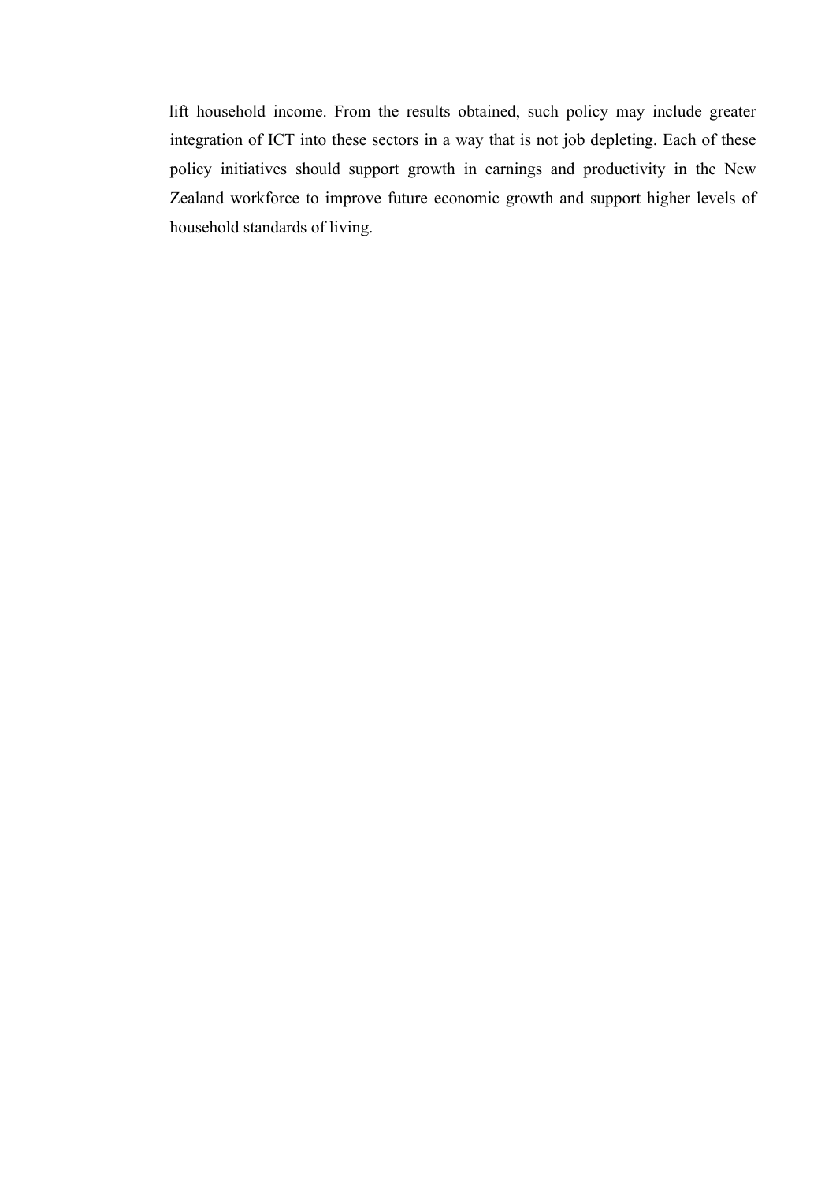lift household income. From the results obtained, such policy may include greater integration of ICT into these sectors in a way that is not job depleting. Each of these policy initiatives should support growth in earnings and productivity in the New Zealand workforce to improve future economic growth and support higher levels of household standards of living.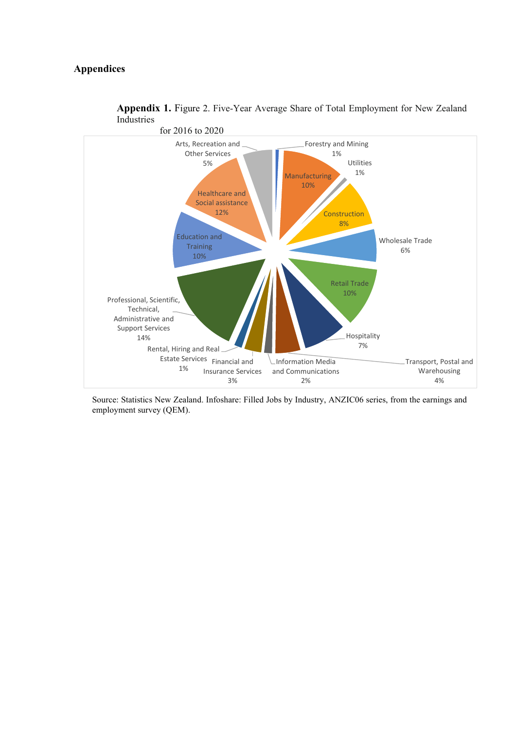## Appendices

**Appendix 1.** Figure 2. Five-Year Average Share of Total Employment for New Zealand Industries for 2016 to 2020

| Industry | Share |
|---|---|
| Forestry and Mining | 1% |
| Manufacturing | 10% |
| Utilities | 1% |
| Construction | 8% |
| Wholesale Trade | 6% |
| Retail Trade | 10% |
| Hospitality | 7% |
| Transport, Postal and Warehousing | 4% |
| Information Media and Communications | 2% |
| Financial and Insurance Services | 3% |
| Rental, Hiring and Real Estate Services | 1% |
| Professional, Scientific, Technical, Administrative and Support Services | 14% |
| Education and Training | 10% |
| Healthcare and Social assistance | 12% |
| Arts, Recreation and Other Services | 5% |

Source: Statistics New Zealand. Infoshare: Filled Jobs by Industry, ANZIC06 series, from the earnings and employment survey (QEM).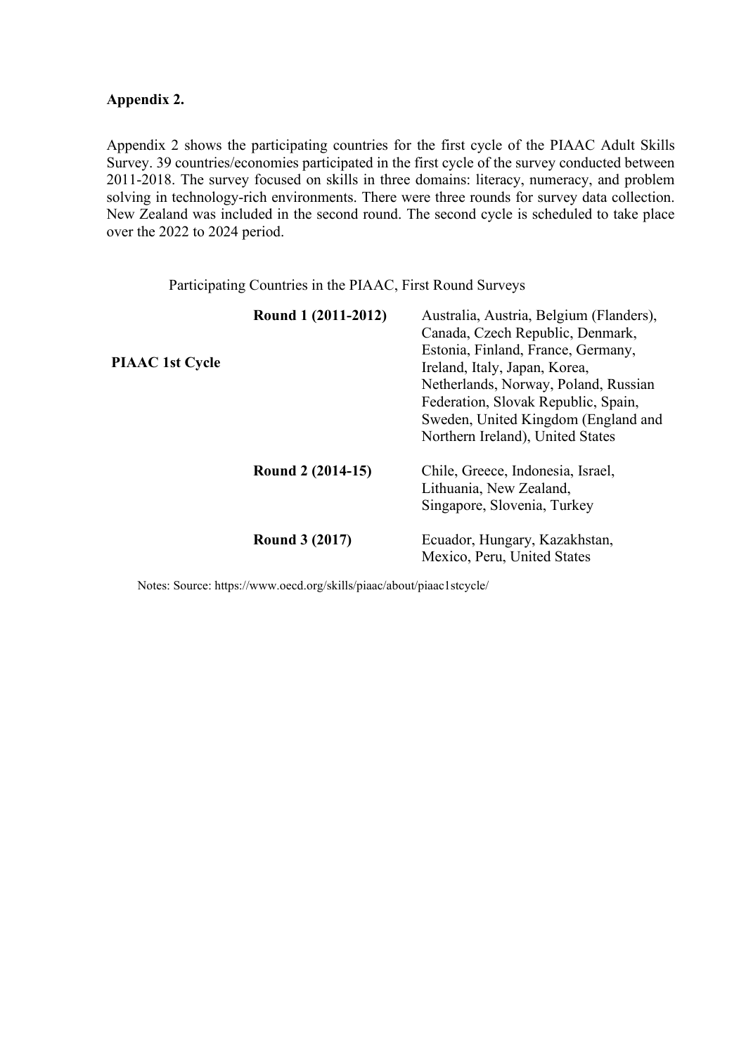**Appendix 2.**

Appendix 2 shows the participating countries for the first cycle of the PIAAC Adult Skills Survey. 39 countries/economies participated in the first cycle of the survey conducted between 2011-2018. The survey focused on skills in three domains: literacy, numeracy, and problem solving in technology-rich environments. There were three rounds for survey data collection. New Zealand was included in the second round. The second cycle is scheduled to take place over the 2022 to 2024 period.

Participating Countries in the PIAAC, First Round Surveys

| | | |
|---|---|---|
| **PIAAC 1st Cycle** | **Round 1 (2011-2012)** | Australia, Austria, Belgium (Flanders), Canada, Czech Republic, Denmark, Estonia, Finland, France, Germany, Ireland, Italy, Japan, Korea, Netherlands, Norway, Poland, Russian Federation, Slovak Republic, Spain, Sweden, United Kingdom (England and Northern Ireland), United States |
| | **Round 2 (2014-15)** | Chile, Greece, Indonesia, Israel, Lithuania, New Zealand, Singapore, Slovenia, Turkey |
| | **Round 3 (2017)** | Ecuador, Hungary, Kazakhstan, Mexico, Peru, United States |

Notes: Source: https://www.oecd.org/skills/piaac/about/piaac1stcycle/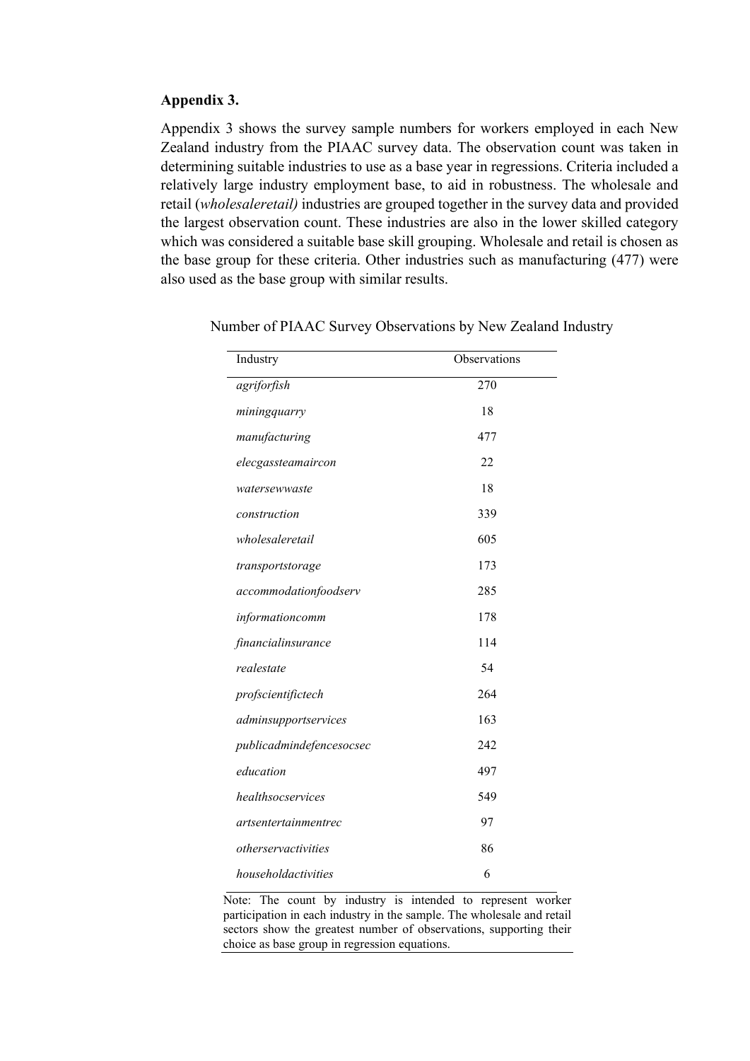**Appendix 3.**

Appendix 3 shows the survey sample numbers for workers employed in each New Zealand industry from the PIAAC survey data. The observation count was taken in determining suitable industries to use as a base year in regressions. Criteria included a relatively large industry employment base, to aid in robustness. The wholesale and retail (*wholesaleretail)* industries are grouped together in the survey data and provided the largest observation count. These industries are also in the lower skilled category which was considered a suitable base skill grouping. Wholesale and retail is chosen as the base group for these criteria. Other industries such as manufacturing (477) were also used as the base group with similar results.

Number of PIAAC Survey Observations by New Zealand Industry

| Industry | Observations |
|---|---|
| *agriforfish* | 270 |
| *miningquarry* | 18 |
| *manufacturing* | 477 |
| *elecgassteamaircon* | 22 |
| *watersewwaste* | 18 |
| *construction* | 339 |
| *wholesaleretail* | 605 |
| *transportstorage* | 173 |
| *accommodationfoodserv* | 285 |
| *informationcomm* | 178 |
| *financialinsurance* | 114 |
| *realestate* | 54 |
| *profscientifictech* | 264 |
| *adminsupportservices* | 163 |
| *publicadmindefencesocsec* | 242 |
| *education* | 497 |
| *healthsocservices* | 549 |
| *artsentertainmentrec* | 97 |
| *otherservactivities* | 86 |
| *householdactivities* | 6 |

Note: The count by industry is intended to represent worker participation in each industry in the sample. The wholesale and retail sectors show the greatest number of observations, supporting their choice as base group in regression equations.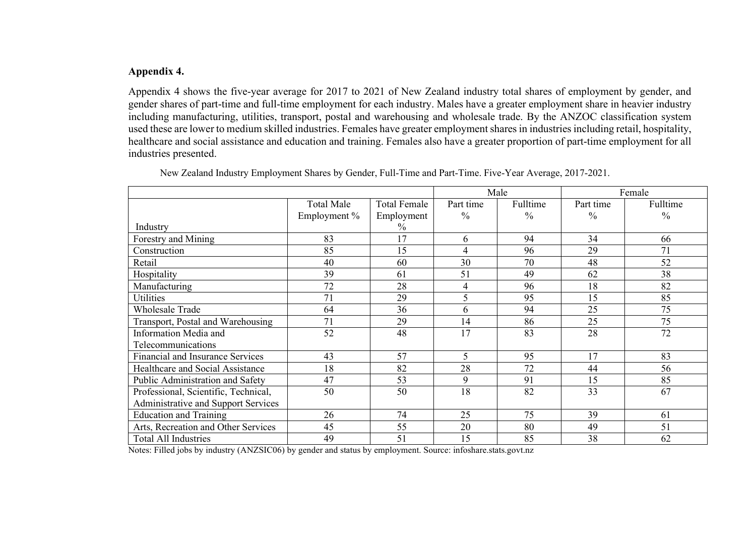**Appendix 4.**

Appendix 4 shows the five-year average for 2017 to 2021 of New Zealand industry total shares of employment by gender, and gender shares of part-time and full-time employment for each industry. Males have a greater employment share in heavier industry including manufacturing, utilities, transport, postal and warehousing and wholesale trade. By the ANZOC classification system used these are lower to medium skilled industries. Females have greater employment shares in industries including retail, hospitality, healthcare and social assistance and education and training. Females also have a greater proportion of part-time employment for all industries presented.

New Zealand Industry Employment Shares by Gender, Full-Time and Part-Time. Five-Year Average, 2017-2021.

| | | | Male | | Female | |
|---|---|---|---|---|---|---|
| Industry | Total Male Employment % | Total Female Employment % | Part time % | Fulltime % | Part time % | Fulltime % |
| Forestry and Mining | 83 | 17 | 6 | 94 | 34 | 66 |
| Construction | 85 | 15 | 4 | 96 | 29 | 71 |
| Retail | 40 | 60 | 30 | 70 | 48 | 52 |
| Hospitality | 39 | 61 | 51 | 49 | 62 | 38 |
| Manufacturing | 72 | 28 | 4 | 96 | 18 | 82 |
| Utilities | 71 | 29 | 5 | 95 | 15 | 85 |
| Wholesale Trade | 64 | 36 | 6 | 94 | 25 | 75 |
| Transport, Postal and Warehousing | 71 | 29 | 14 | 86 | 25 | 75 |
| Information Media and Telecommunications | 52 | 48 | 17 | 83 | 28 | 72 |
| Financial and Insurance Services | 43 | 57 | 5 | 95 | 17 | 83 |
| Healthcare and Social Assistance | 18 | 82 | 28 | 72 | 44 | 56 |
| Public Administration and Safety | 47 | 53 | 9 | 91 | 15 | 85 |
| Professional, Scientific, Technical, Administrative and Support Services | 50 | 50 | 18 | 82 | 33 | 67 |
| Education and Training | 26 | 74 | 25 | 75 | 39 | 61 |
| Arts, Recreation and Other Services | 45 | 55 | 20 | 80 | 49 | 51 |
| Total All Industries | 49 | 51 | 15 | 85 | 38 | 62 |

Notes: Filled jobs by industry (ANZSIC06) by gender and status by employment. Source: infoshare.stats.govt.nz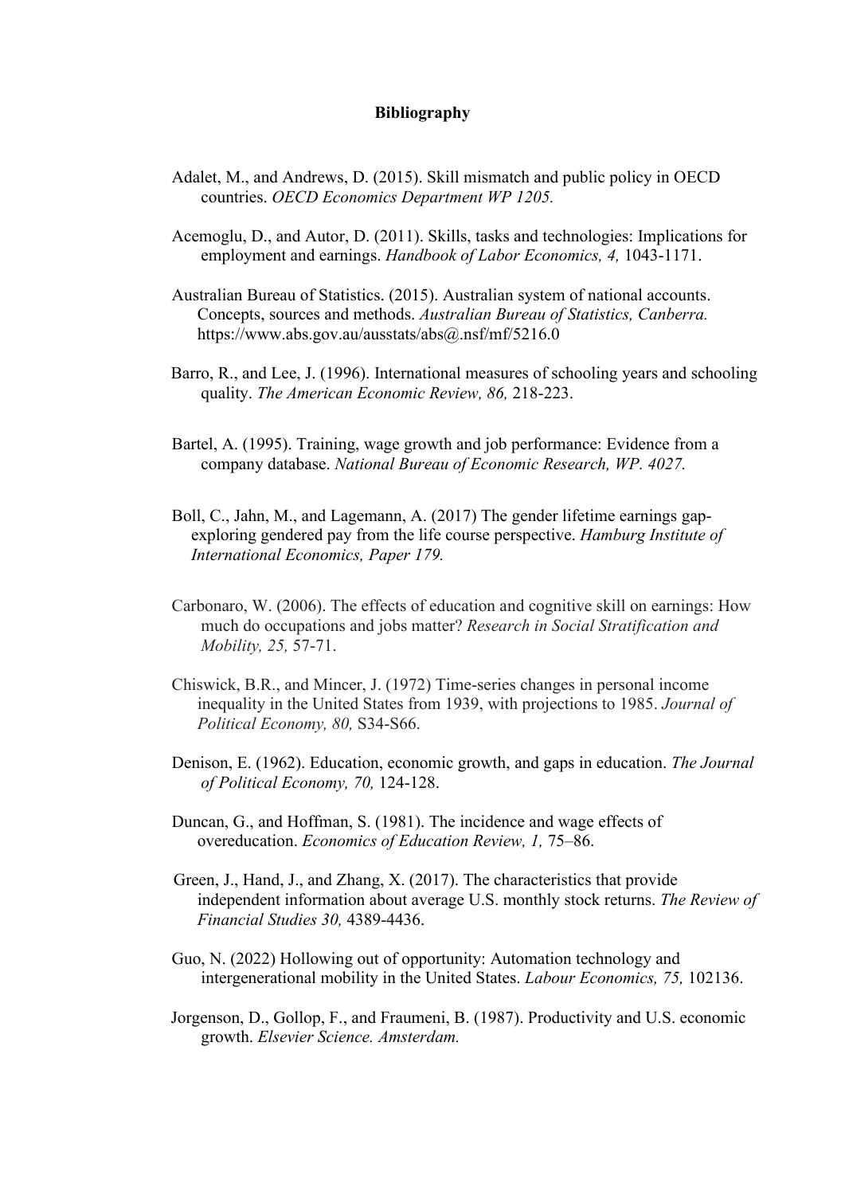**Bibliography**

Adalet, M., and Andrews, D. (2015). Skill mismatch and public policy in OECD countries. *OECD Economics Department WP 1205.*

Acemoglu, D., and Autor, D. (2011). Skills, tasks and technologies: Implications for employment and earnings. *Handbook of Labor Economics, 4,* 1043-1171.

Australian Bureau of Statistics. (2015). Australian system of national accounts. Concepts, sources and methods. *Australian Bureau of Statistics, Canberra.* https://www.abs.gov.au/ausstats/abs@.nsf/mf/5216.0

Barro, R., and Lee, J. (1996). International measures of schooling years and schooling quality. *The American Economic Review, 86,* 218-223.

Bartel, A. (1995). Training, wage growth and job performance: Evidence from a company database. *National Bureau of Economic Research, WP. 4027.*

Boll, C., Jahn, M., and Lagemann, A. (2017) The gender lifetime earnings gap-exploring gendered pay from the life course perspective. *Hamburg Institute of International Economics, Paper 179.*

Carbonaro, W. (2006). The effects of education and cognitive skill on earnings: How much do occupations and jobs matter? *Research in Social Stratification and Mobility, 25,* 57-71.

Chiswick, B.R., and Mincer, J. (1972) Time-series changes in personal income inequality in the United States from 1939, with projections to 1985. *Journal of Political Economy, 80,* S34-S66.

Denison, E. (1962). Education, economic growth, and gaps in education. *The Journal of Political Economy, 70,* 124-128.

Duncan, G., and Hoffman, S. (1981). The incidence and wage effects of overeducation. *Economics of Education Review, 1,* 75–86.

Green, J., Hand, J., and Zhang, X. (2017). The characteristics that provide independent information about average U.S. monthly stock returns. *The Review of Financial Studies 30,* 4389-4436.

Guo, N. (2022) Hollowing out of opportunity: Automation technology and intergenerational mobility in the United States. *Labour Economics, 75,* 102136.

Jorgenson, D., Gollop, F., and Fraumeni, B. (1987). Productivity and U.S. economic growth. *Elsevier Science. Amsterdam.*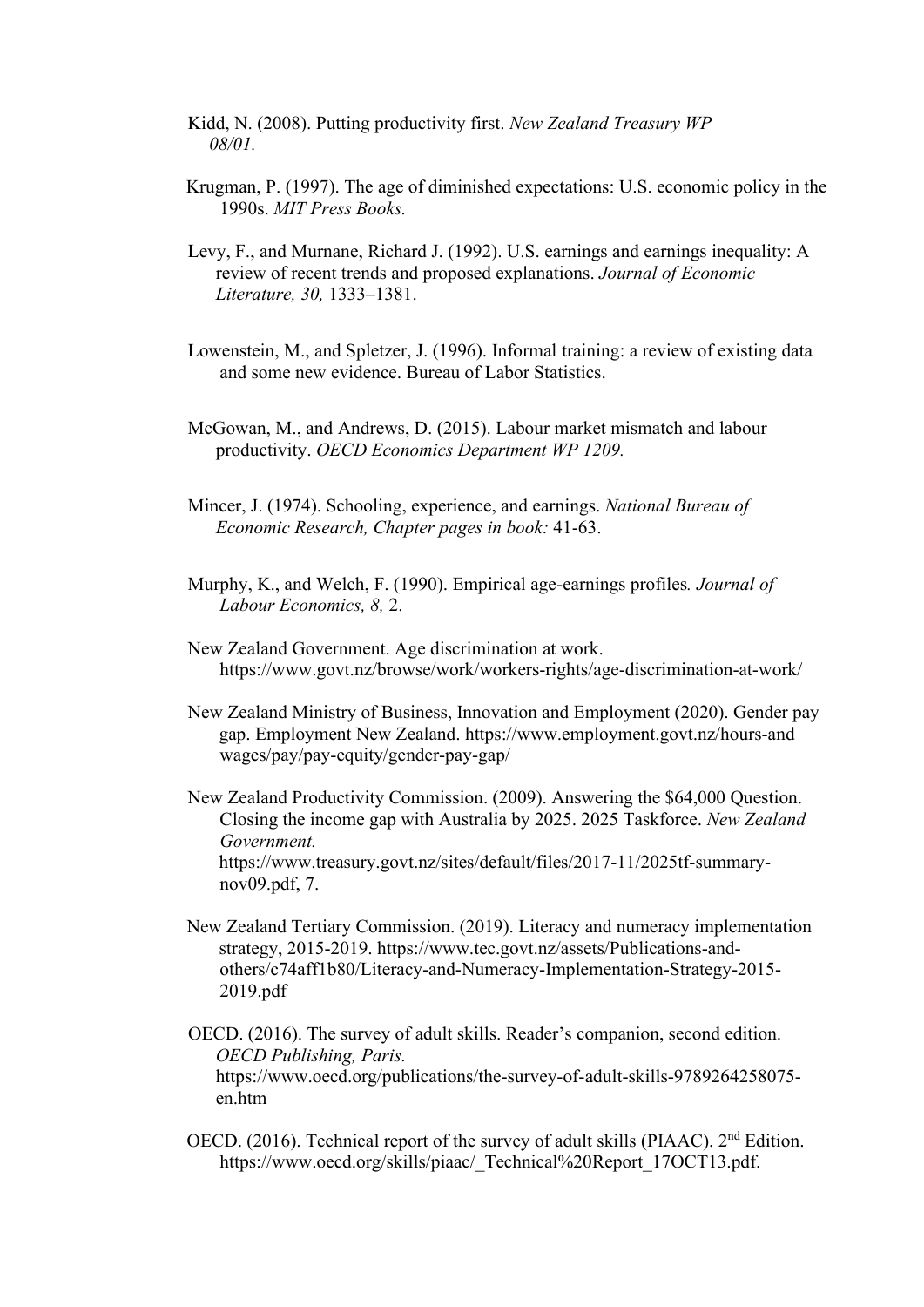Kidd, N. (2008). Putting productivity first. *New Zealand Treasury WP 08/01.*

Krugman, P. (1997). The age of diminished expectations: U.S. economic policy in the 1990s. *MIT Press Books.*

Levy, F., and Murnane, Richard J. (1992). U.S. earnings and earnings inequality: A review of recent trends and proposed explanations. *Journal of Economic Literature, 30,* 1333–1381.

Lowenstein, M., and Spletzer, J. (1996). Informal training: a review of existing data and some new evidence. Bureau of Labor Statistics.

McGowan, M., and Andrews, D. (2015). Labour market mismatch and labour productivity. *OECD Economics Department WP 1209.*

Mincer, J. (1974). Schooling, experience, and earnings. *National Bureau of Economic Research, Chapter pages in book:* 41-63.

Murphy, K., and Welch, F. (1990). Empirical age-earnings profiles*. Journal of Labour Economics, 8,* 2.

New Zealand Government. Age discrimination at work. https://www.govt.nz/browse/work/workers-rights/age-discrimination-at-work/

New Zealand Ministry of Business, Innovation and Employment (2020). Gender pay gap. Employment New Zealand. https://www.employment.govt.nz/hours-and wages/pay/pay-equity/gender-pay-gap/

New Zealand Productivity Commission. (2009). Answering the $64,000 Question. Closing the income gap with Australia by 2025. 2025 Taskforce. *New Zealand Government.* https://www.treasury.govt.nz/sites/default/files/2017-11/2025tf-summary-nov09.pdf, 7.

New Zealand Tertiary Commission. (2019). Literacy and numeracy implementation strategy, 2015-2019. https://www.tec.govt.nz/assets/Publications-and-others/c74aff1b80/Literacy-and-Numeracy-Implementation-Strategy-2015-2019.pdf

OECD. (2016). The survey of adult skills. Reader's companion, second edition. *OECD Publishing, Paris.* https://www.oecd.org/publications/the-survey-of-adult-skills-9789264258075-en.htm

OECD. (2016). Technical report of the survey of adult skills (PIAAC). 2nd Edition. https://www.oecd.org/skills/piaac/_Technical%20Report_17OCT13.pdf.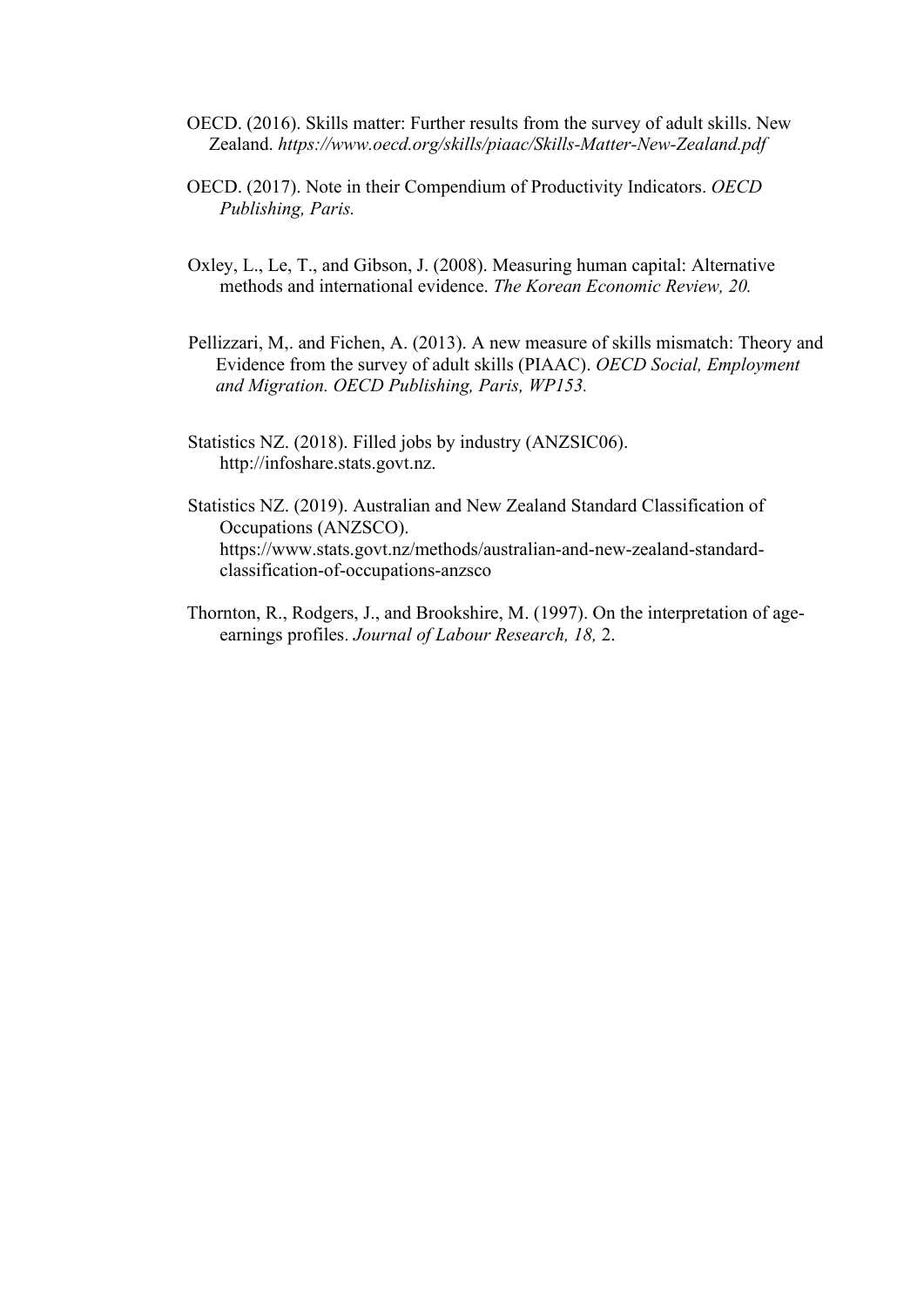OECD. (2016). Skills matter: Further results from the survey of adult skills. New Zealand. *https://www.oecd.org/skills/piaac/Skills-Matter-New-Zealand.pdf*

OECD. (2017). Note in their Compendium of Productivity Indicators. *OECD Publishing, Paris.*

Oxley, L., Le, T., and Gibson, J. (2008). Measuring human capital: Alternative methods and international evidence. *The Korean Economic Review, 20.*

Pellizzari, M,. and Fichen, A. (2013). A new measure of skills mismatch: Theory and Evidence from the survey of adult skills (PIAAC). *OECD Social, Employment and Migration. OECD Publishing, Paris, WP153.*

Statistics NZ. (2018). Filled jobs by industry (ANZSIC06). http://infoshare.stats.govt.nz.

Statistics NZ. (2019). Australian and New Zealand Standard Classification of Occupations (ANZSCO). https://www.stats.govt.nz/methods/australian-and-new-zealand-standard-classification-of-occupations-anzsco

Thornton, R., Rodgers, J., and Brookshire, M. (1997). On the interpretation of age-earnings profiles. *Journal of Labour Research, 18,* 2.